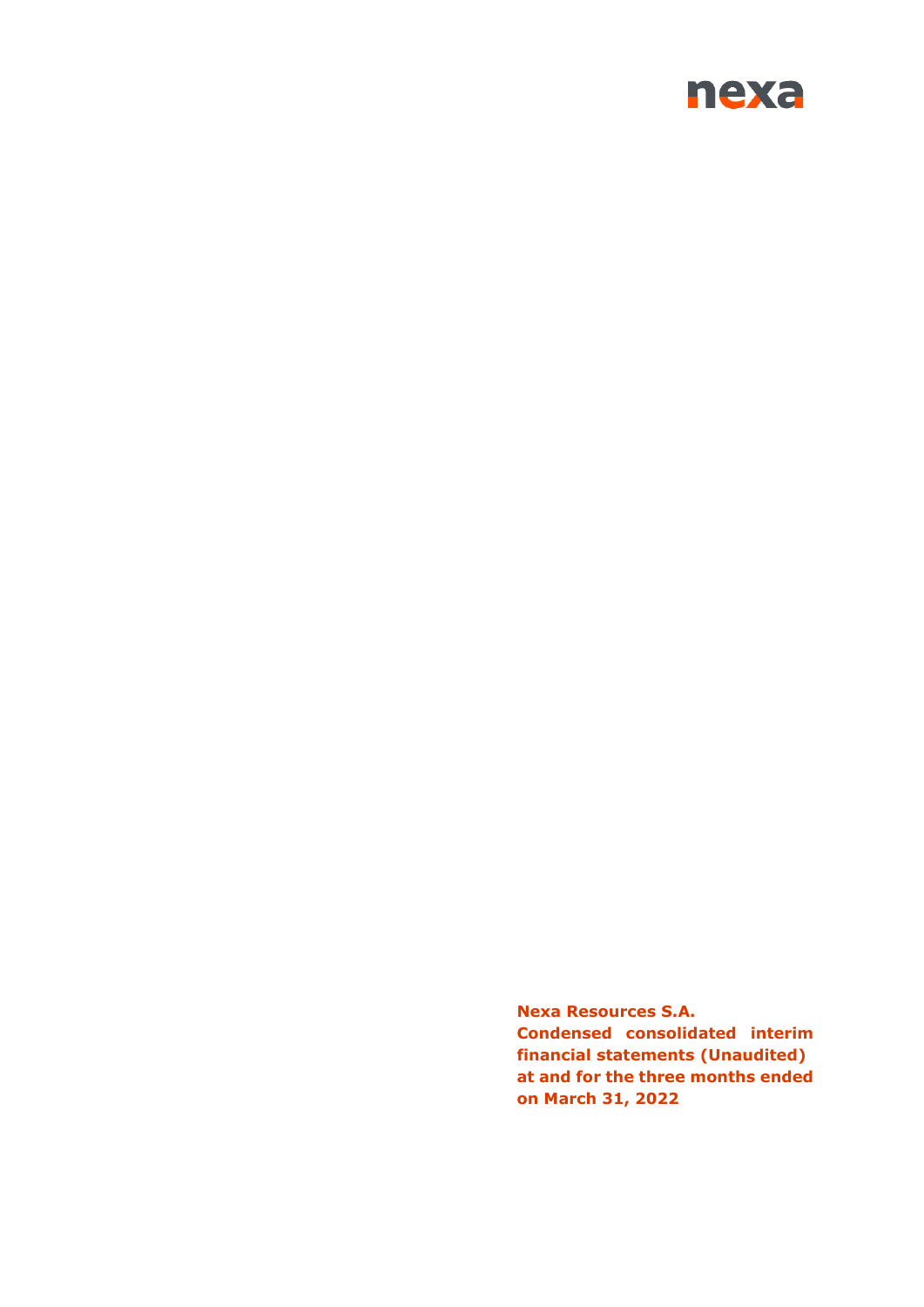nexa

**Nexa Resources S.A.**
**Condensed consolidated interim financial statements (Unaudited) at and for the three months ended on March 31, 2022**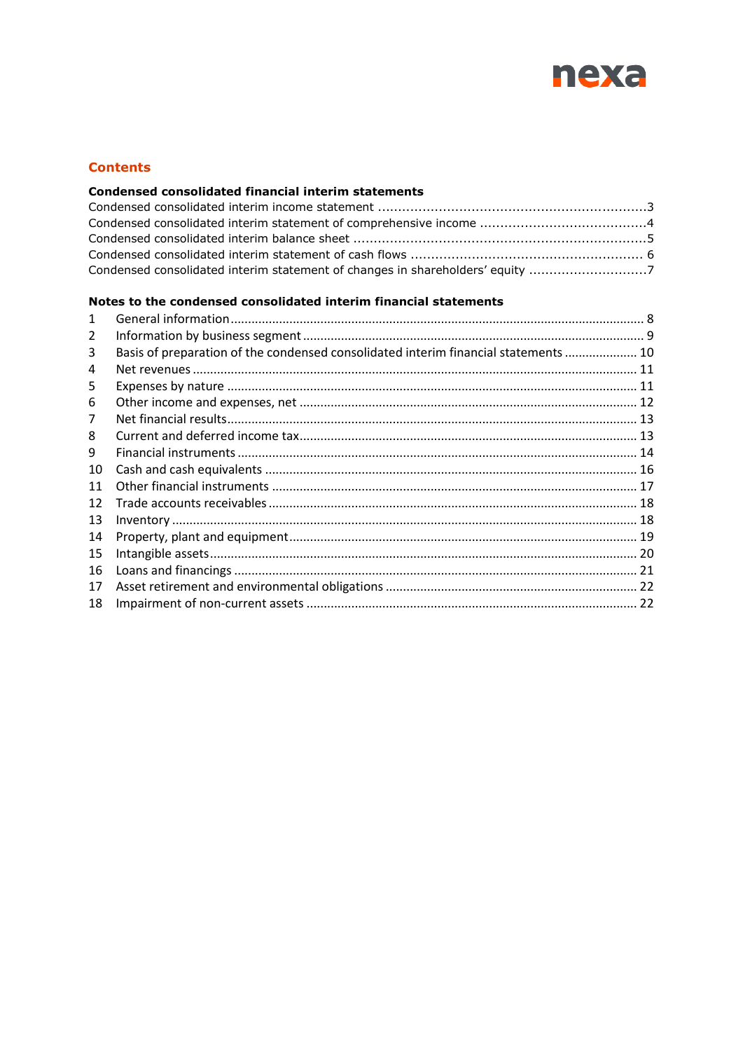## Contents

### Condensed consolidated financial interim statements

Condensed consolidated interim income statement ....................................................................3
Condensed consolidated interim statement of comprehensive income .........................................4
Condensed consolidated interim balance sheet ..........................................................................5
Condensed consolidated interim statement of cash flows ......................................................... 6
Condensed consolidated interim statement of changes in shareholders' equity .............................7

### Notes to the condensed consolidated interim financial statements

| | | |
|---|---|---|
| 1 | General information | 8 |
| 2 | Information by business segment | 9 |
| 3 | Basis of preparation of the condensed consolidated interim financial statements | 10 |
| 4 | Net revenues | 11 |
| 5 | Expenses by nature | 11 |
| 6 | Other income and expenses, net | 12 |
| 7 | Net financial results | 13 |
| 8 | Current and deferred income tax | 13 |
| 9 | Financial instruments | 14 |
| 10 | Cash and cash equivalents | 16 |
| 11 | Other financial instruments | 17 |
| 12 | Trade accounts receivables | 18 |
| 13 | Inventory | 18 |
| 14 | Property, plant and equipment | 19 |
| 15 | Intangible assets | 20 |
| 16 | Loans and financings | 21 |
| 17 | Asset retirement and environmental obligations | 22 |
| 18 | Impairment of non-current assets | 22 |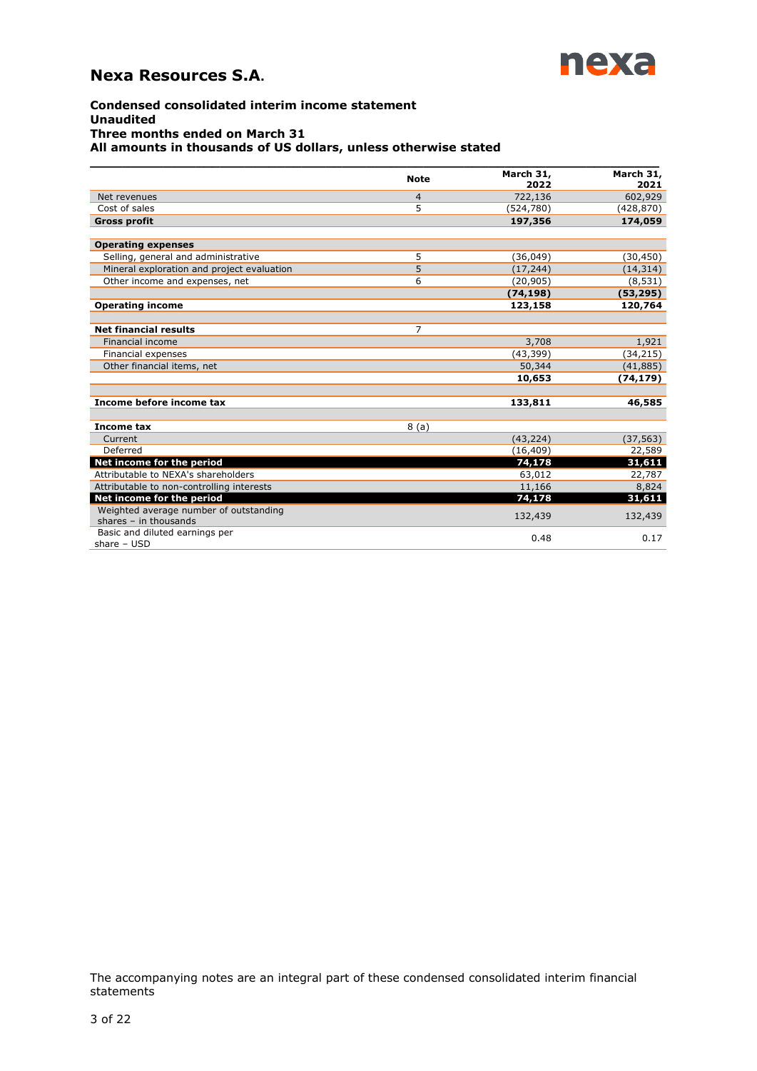# Nexa Resources S.A.

**Condensed consolidated interim income statement**
**Unaudited**
**Three months ended on March 31**
**All amounts in thousands of US dollars, unless otherwise stated**

| | Note | March 31, 2022 | March 31, 2021 |
|---|---|---|---|
| Net revenues | 4 | 722,136 | 602,929 |
| Cost of sales | 5 | (524,780) | (428,870) |
| **Gross profit** | | **197,356** | **174,059** |
| | | | |
| **Operating expenses** | | | |
| Selling, general and administrative | 5 | (36,049) | (30,450) |
| Mineral exploration and project evaluation | 5 | (17,244) | (14,314) |
| Other income and expenses, net | 6 | (20,905) | (8,531) |
| | | **(74,198)** | **(53,295)** |
| **Operating income** | | **123,158** | **120,764** |
| | | | |
| **Net financial results** | 7 | | |
| Financial income | | 3,708 | 1,921 |
| Financial expenses | | (43,399) | (34,215) |
| Other financial items, net | | 50,344 | (41,885) |
| | | **10,653** | **(74,179)** |
| | | | |
| **Income before income tax** | | **133,811** | **46,585** |
| | | | |
| **Income tax** | 8 (a) | | |
| Current | | (43,224) | (37,563) |
| Deferred | | (16,409) | 22,589 |
| **Net income for the period** | | **74,178** | **31,611** |
| Attributable to NEXA's shareholders | | 63,012 | 22,787 |
| Attributable to non-controlling interests | | 11,166 | 8,824 |
| **Net income for the period** | | **74,178** | **31,611** |
| Weighted average number of outstanding shares – in thousands | | 132,439 | 132,439 |
| Basic and diluted earnings per share – USD | | 0.48 | 0.17 |

The accompanying notes are an integral part of these condensed consolidated interim financial statements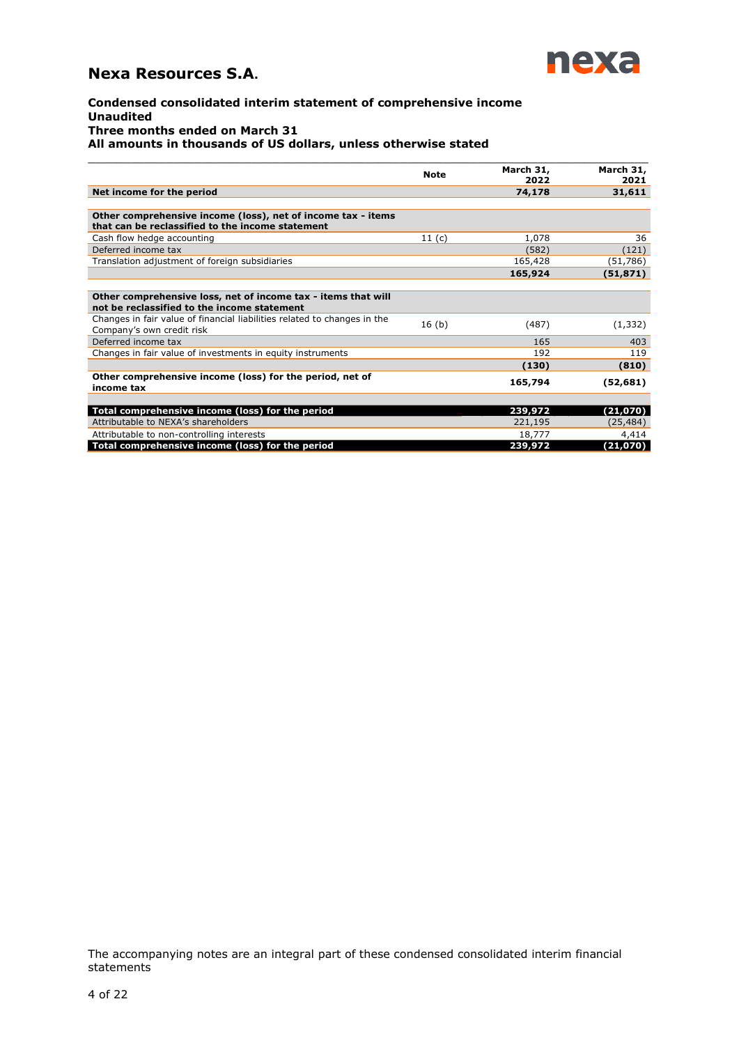# Nexa Resources S.A.

**Condensed consolidated interim statement of comprehensive income**
**Unaudited**
**Three months ended on March 31**
**All amounts in thousands of US dollars, unless otherwise stated**

| | Note | March 31, 2022 | March 31, 2021 |
|---|---|---|---|
| **Net income for the period** | | **74,178** | **31,611** |
| | | | |
| **Other comprehensive income (loss), net of income tax - items that can be reclassified to the income statement** | | | |
| Cash flow hedge accounting | 11 (c) | 1,078 | 36 |
| Deferred income tax | | (582) | (121) |
| Translation adjustment of foreign subsidiaries | | 165,428 | (51,786) |
| | | **165,924** | **(51,871)** |
| | | | |
| **Other comprehensive loss, net of income tax - items that will not be reclassified to the income statement** | | | |
| Changes in fair value of financial liabilities related to changes in the Company's own credit risk | 16 (b) | (487) | (1,332) |
| Deferred income tax | | 165 | 403 |
| Changes in fair value of investments in equity instruments | | 192 | 119 |
| | | **(130)** | **(810)** |
| **Other comprehensive income (loss) for the period, net of income tax** | | **165,794** | **(52,681)** |
| | | | |
| **Total comprehensive income (loss) for the period** | | **239,972** | **(21,070)** |
| Attributable to NEXA's shareholders | | 221,195 | (25,484) |
| Attributable to non-controlling interests | | 18,777 | 4,414 |
| **Total comprehensive income (loss) for the period** | | **239,972** | **(21,070)** |

The accompanying notes are an integral part of these condensed consolidated interim financial statements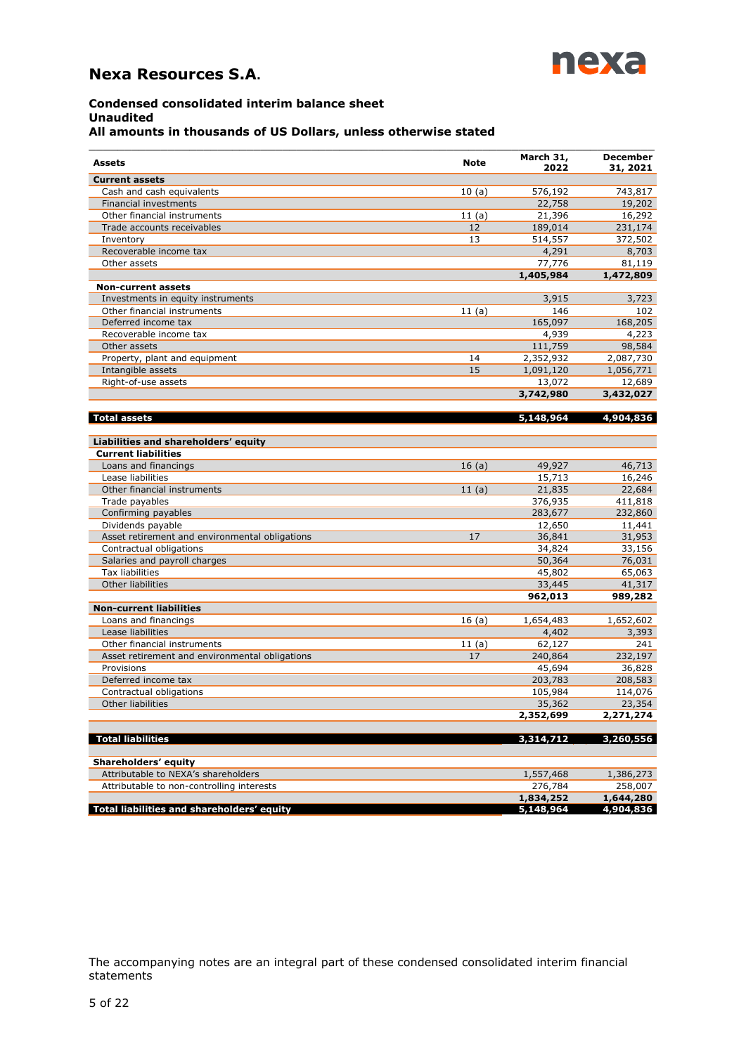# Nexa Resources S.A.

### Condensed consolidated interim balance sheet
### Unaudited
### All amounts in thousands of US Dollars, unless otherwise stated

| Assets | Note | March 31, 2022 | December 31, 2021 |
|---|---|---|---|
| **Current assets** | | | |
| Cash and cash equivalents | 10 (a) | 576,192 | 743,817 |
| Financial investments | | 22,758 | 19,202 |
| Other financial instruments | 11 (a) | 21,396 | 16,292 |
| Trade accounts receivables | 12 | 189,014 | 231,174 |
| Inventory | 13 | 514,557 | 372,502 |
| Recoverable income tax | | 4,291 | 8,703 |
| Other assets | | 77,776 | 81,119 |
| | | **1,405,984** | **1,472,809** |
| **Non-current assets** | | | |
| Investments in equity instruments | | 3,915 | 3,723 |
| Other financial instruments | 11 (a) | 146 | 102 |
| Deferred income tax | | 165,097 | 168,205 |
| Recoverable income tax | | 4,939 | 4,223 |
| Other assets | | 111,759 | 98,584 |
| Property, plant and equipment | 14 | 2,352,932 | 2,087,730 |
| Intangible assets | 15 | 1,091,120 | 1,056,771 |
| Right-of-use assets | | 13,072 | 12,689 |
| | | **3,742,980** | **3,432,027** |
| **Total assets** | | **5,148,964** | **4,904,836** |
| **Liabilities and shareholders' equity** | | | |
| **Current liabilities** | | | |
| Loans and financings | 16 (a) | 49,927 | 46,713 |
| Lease liabilities | | 15,713 | 16,246 |
| Other financial instruments | 11 (a) | 21,835 | 22,684 |
| Trade payables | | 376,935 | 411,818 |
| Confirming payables | | 283,677 | 232,860 |
| Dividends payable | | 12,650 | 11,441 |
| Asset retirement and environmental obligations | 17 | 36,841 | 31,953 |
| Contractual obligations | | 34,824 | 33,156 |
| Salaries and payroll charges | | 50,364 | 76,031 |
| Tax liabilities | | 45,802 | 65,063 |
| Other liabilities | | 33,445 | 41,317 |
| | | **962,013** | **989,282** |
| **Non-current liabilities** | | | |
| Loans and financings | 16 (a) | 1,654,483 | 1,652,602 |
| Lease liabilities | | 4,402 | 3,393 |
| Other financial instruments | 11 (a) | 62,127 | 241 |
| Asset retirement and environmental obligations | 17 | 240,864 | 232,197 |
| Provisions | | 45,694 | 36,828 |
| Deferred income tax | | 203,783 | 208,583 |
| Contractual obligations | | 105,984 | 114,076 |
| Other liabilities | | 35,362 | 23,354 |
| | | **2,352,699** | **2,271,274** |
| **Total liabilities** | | **3,314,712** | **3,260,556** |
| **Shareholders' equity** | | | |
| Attributable to NEXA's shareholders | | 1,557,468 | 1,386,273 |
| Attributable to non-controlling interests | | 276,784 | 258,007 |
| | | **1,834,252** | **1,644,280** |
| **Total liabilities and shareholders' equity** | | **5,148,964** | **4,904,836** |

The accompanying notes are an integral part of these condensed consolidated interim financial statements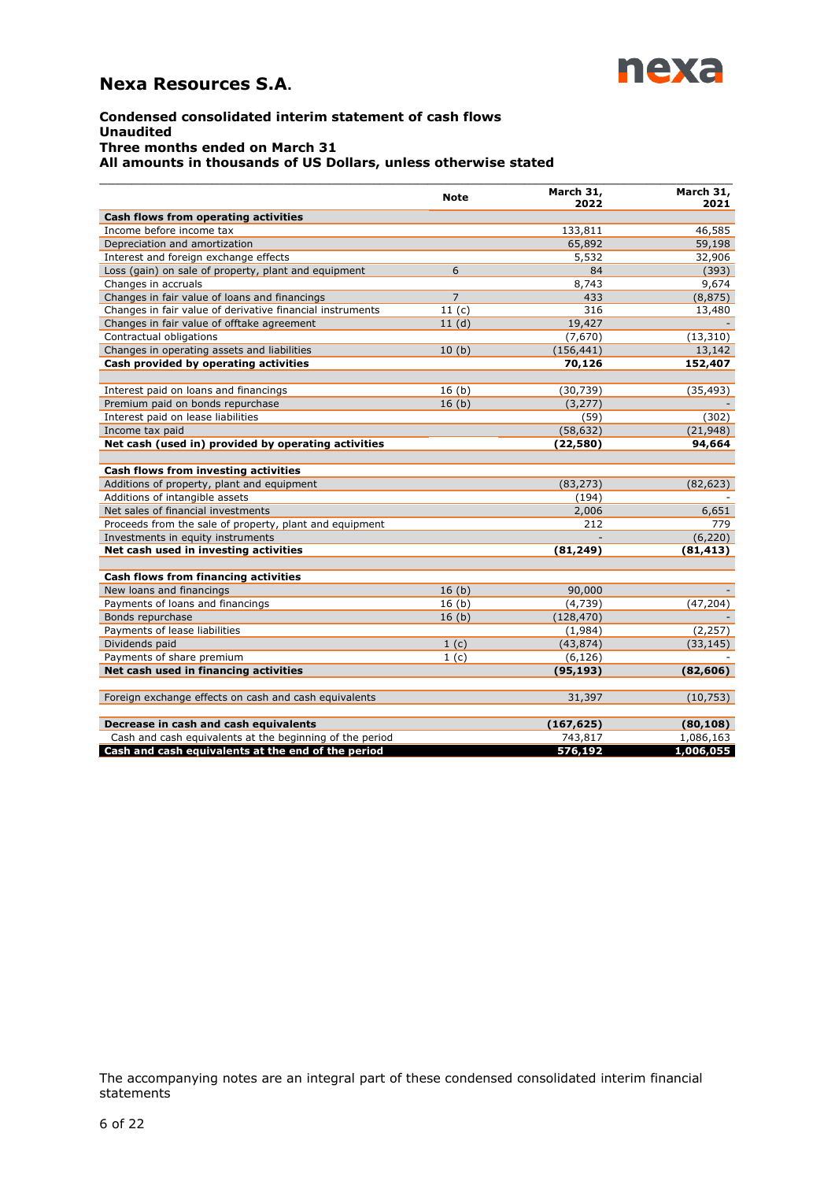# Nexa Resources S.A.

**Condensed consolidated interim statement of cash flows**
**Unaudited**
**Three months ended on March 31**
**All amounts in thousands of US Dollars, unless otherwise stated**

| | Note | March 31, 2022 | March 31, 2021 |
|---|---|---|---|
| **Cash flows from operating activities** | | | |
| Income before income tax | | 133,811 | 46,585 |
| Depreciation and amortization | | 65,892 | 59,198 |
| Interest and foreign exchange effects | | 5,532 | 32,906 |
| Loss (gain) on sale of property, plant and equipment | 6 | 84 | (393) |
| Changes in accruals | | 8,743 | 9,674 |
| Changes in fair value of loans and financings | 7 | 433 | (8,875) |
| Changes in fair value of derivative financial instruments | 11 (c) | 316 | 13,480 |
| Changes in fair value of offtake agreement | 11 (d) | 19,427 | - |
| Contractual obligations | | (7,670) | (13,310) |
| Changes in operating assets and liabilities | 10 (b) | (156,441) | 13,142 |
| **Cash provided by operating activities** | | **70,126** | **152,407** |
| | | | |
| Interest paid on loans and financings | 16 (b) | (30,739) | (35,493) |
| Premium paid on bonds repurchase | 16 (b) | (3,277) | - |
| Interest paid on lease liabilities | | (59) | (302) |
| Income tax paid | | (58,632) | (21,948) |
| **Net cash (used in) provided by operating activities** | | **(22,580)** | **94,664** |
| | | | |
| **Cash flows from investing activities** | | | |
| Additions of property, plant and equipment | | (83,273) | (82,623) |
| Additions of intangible assets | | (194) | - |
| Net sales of financial investments | | 2,006 | 6,651 |
| Proceeds from the sale of property, plant and equipment | | 212 | 779 |
| Investments in equity instruments | | - | (6,220) |
| **Net cash used in investing activities** | | **(81,249)** | **(81,413)** |
| | | | |
| **Cash flows from financing activities** | | | |
| New loans and financings | 16 (b) | 90,000 | - |
| Payments of loans and financings | 16 (b) | (4,739) | (47,204) |
| Bonds repurchase | 16 (b) | (128,470) | - |
| Payments of lease liabilities | | (1,984) | (2,257) |
| Dividends paid | 1 (c) | (43,874) | (33,145) |
| Payments of share premium | 1 (c) | (6,126) | - |
| **Net cash used in financing activities** | | **(95,193)** | **(82,606)** |
| | | | |
| Foreign exchange effects on cash and cash equivalents | | 31,397 | (10,753) |
| | | | |
| **Decrease in cash and cash equivalents** | | **(167,625)** | **(80,108)** |
| Cash and cash equivalents at the beginning of the period | | 743,817 | 1,086,163 |
| **Cash and cash equivalents at the end of the period** | | **576,192** | **1,006,055** |

The accompanying notes are an integral part of these condensed consolidated interim financial statements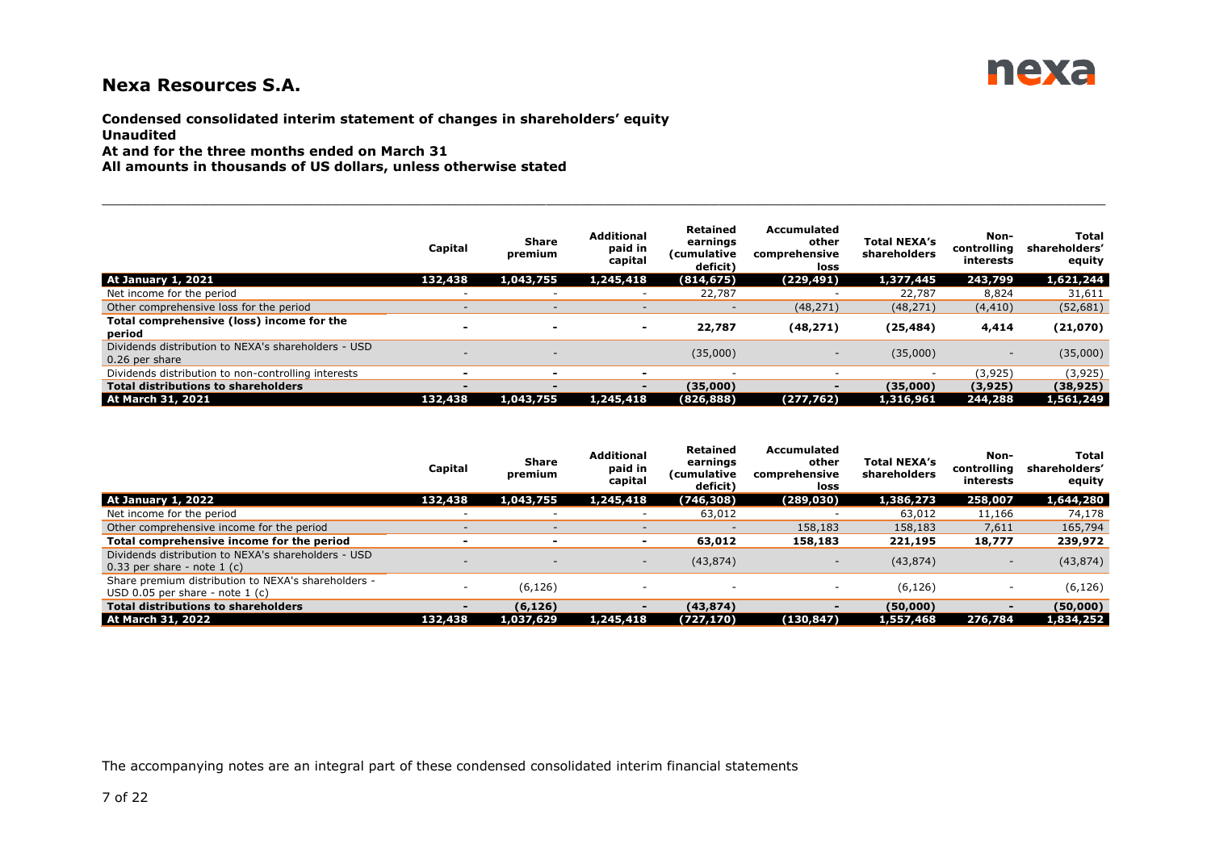# Nexa Resources S.A.

**Condensed consolidated interim statement of changes in shareholders' equity**
**Unaudited**
**At and for the three months ended on March 31**
**All amounts in thousands of US dollars, unless otherwise stated**

| | Capital | Share premium | Additional paid in capital | Retained earnings (cumulative deficit) | Accumulated other comprehensive loss | Total NEXA's shareholders | Non-controlling interests | Total shareholders' equity |
|---|---|---|---|---|---|---|---|---|
| **At January 1, 2021** | **132,438** | **1,043,755** | **1,245,418** | **(814,675)** | **(229,491)** | **1,377,445** | **243,799** | **1,621,244** |
| Net income for the period | - | - | - | 22,787 | - | 22,787 | 8,824 | 31,611 |
| Other comprehensive loss for the period | - | - | - | - | (48,271) | (48,271) | (4,410) | (52,681) |
| **Total comprehensive (loss) income for the period** | **-** | **-** | **-** | **22,787** | **(48,271)** | **(25,484)** | **4,414** | **(21,070)** |
| Dividends distribution to NEXA's shareholders - USD 0.26 per share | - | - | | (35,000) | - | (35,000) | - | (35,000) |
| Dividends distribution to non-controlling interests | - | - | - | - | - | - | (3,925) | (3,925) |
| **Total distributions to shareholders** | **-** | **-** | **-** | **(35,000)** | **-** | **(35,000)** | **(3,925)** | **(38,925)** |
| **At March 31, 2021** | **132,438** | **1,043,755** | **1,245,418** | **(826,888)** | **(277,762)** | **1,316,961** | **244,288** | **1,561,249** |

| | Capital | Share premium | Additional paid in capital | Retained earnings (cumulative deficit) | Accumulated other comprehensive loss | Total NEXA's shareholders | Non-controlling interests | Total shareholders' equity |
|---|---|---|---|---|---|---|---|---|
| **At January 1, 2022** | **132,438** | **1,043,755** | **1,245,418** | **(746,308)** | **(289,030)** | **1,386,273** | **258,007** | **1,644,280** |
| Net income for the period | - | - | - | 63,012 | - | 63,012 | 11,166 | 74,178 |
| Other comprehensive income for the period | - | - | - | - | 158,183 | 158,183 | 7,611 | 165,794 |
| **Total comprehensive income for the period** | **-** | **-** | **-** | **63,012** | **158,183** | **221,195** | **18,777** | **239,972** |
| Dividends distribution to NEXA's shareholders - USD 0.33 per share - note 1 (c) | - | - | - | (43,874) | - | (43,874) | - | (43,874) |
| Share premium distribution to NEXA's shareholders - USD 0.05 per share - note 1 (c) | - | (6,126) | - | - | - | (6,126) | - | (6,126) |
| **Total distributions to shareholders** | **-** | **(6,126)** | **-** | **(43,874)** | **-** | **(50,000)** | **-** | **(50,000)** |
| **At March 31, 2022** | **132,438** | **1,037,629** | **1,245,418** | **(727,170)** | **(130,847)** | **1,557,468** | **276,784** | **1,834,252** |

The accompanying notes are an integral part of these condensed consolidated interim financial statements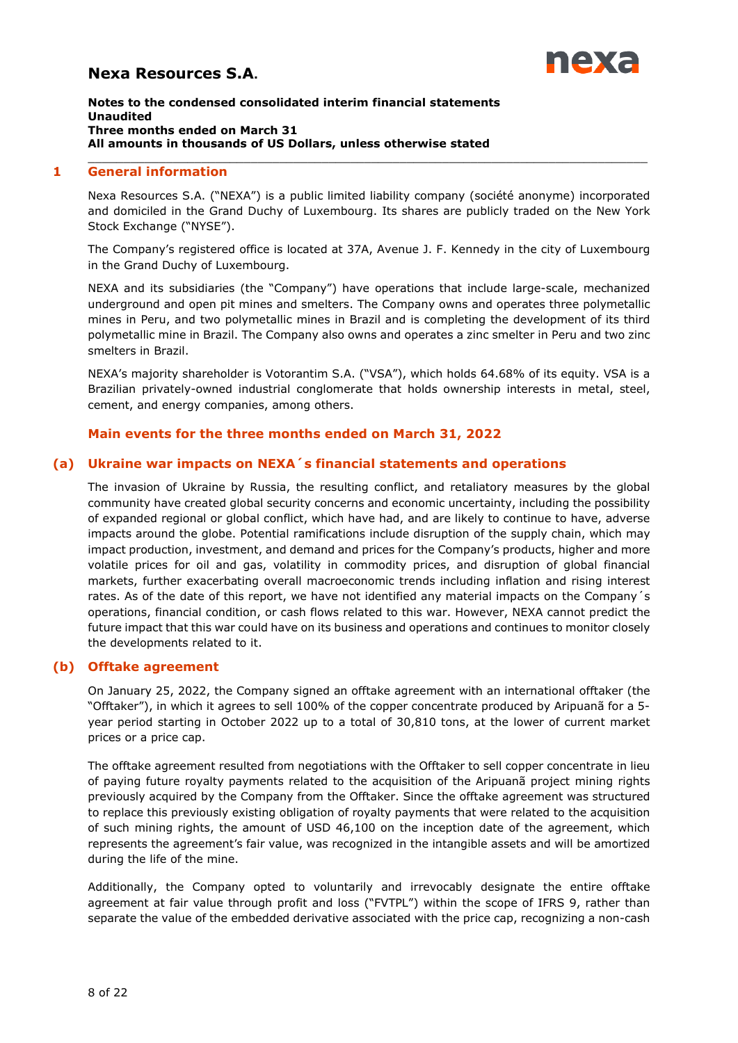## 1 General information

Nexa Resources S.A. ("NEXA") is a public limited liability company (société anonyme) incorporated and domiciled in the Grand Duchy of Luxembourg. Its shares are publicly traded on the New York Stock Exchange ("NYSE").

The Company's registered office is located at 37A, Avenue J. F. Kennedy in the city of Luxembourg in the Grand Duchy of Luxembourg.

NEXA and its subsidiaries (the "Company") have operations that include large-scale, mechanized underground and open pit mines and smelters. The Company owns and operates three polymetallic mines in Peru, and two polymetallic mines in Brazil and is completing the development of its third polymetallic mine in Brazil. The Company also owns and operates a zinc smelter in Peru and two zinc smelters in Brazil.

NEXA's majority shareholder is Votorantim S.A. ("VSA"), which holds 64.68% of its equity. VSA is a Brazilian privately-owned industrial conglomerate that holds ownership interests in metal, steel, cement, and energy companies, among others.

### Main events for the three months ended on March 31, 2022

### (a) Ukraine war impacts on NEXA´s financial statements and operations

The invasion of Ukraine by Russia, the resulting conflict, and retaliatory measures by the global community have created global security concerns and economic uncertainty, including the possibility of expanded regional or global conflict, which have had, and are likely to continue to have, adverse impacts around the globe. Potential ramifications include disruption of the supply chain, which may impact production, investment, and demand and prices for the Company's products, higher and more volatile prices for oil and gas, volatility in commodity prices, and disruption of global financial markets, further exacerbating overall macroeconomic trends including inflation and rising interest rates. As of the date of this report, we have not identified any material impacts on the Company´s operations, financial condition, or cash flows related to this war. However, NEXA cannot predict the future impact that this war could have on its business and operations and continues to monitor closely the developments related to it.

### (b) Offtake agreement

On January 25, 2022, the Company signed an offtake agreement with an international offtaker (the "Offtaker"), in which it agrees to sell 100% of the copper concentrate produced by Aripuanã for a 5-year period starting in October 2022 up to a total of 30,810 tons, at the lower of current market prices or a price cap.

The offtake agreement resulted from negotiations with the Offtaker to sell copper concentrate in lieu of paying future royalty payments related to the acquisition of the Aripuanã project mining rights previously acquired by the Company from the Offtaker. Since the offtake agreement was structured to replace this previously existing obligation of royalty payments that were related to the acquisition of such mining rights, the amount of USD 46,100 on the inception date of the agreement, which represents the agreement's fair value, was recognized in the intangible assets and will be amortized during the life of the mine.

Additionally, the Company opted to voluntarily and irrevocably designate the entire offtake agreement at fair value through profit and loss ("FVTPL") within the scope of IFRS 9, rather than separate the value of the embedded derivative associated with the price cap, recognizing a non-cash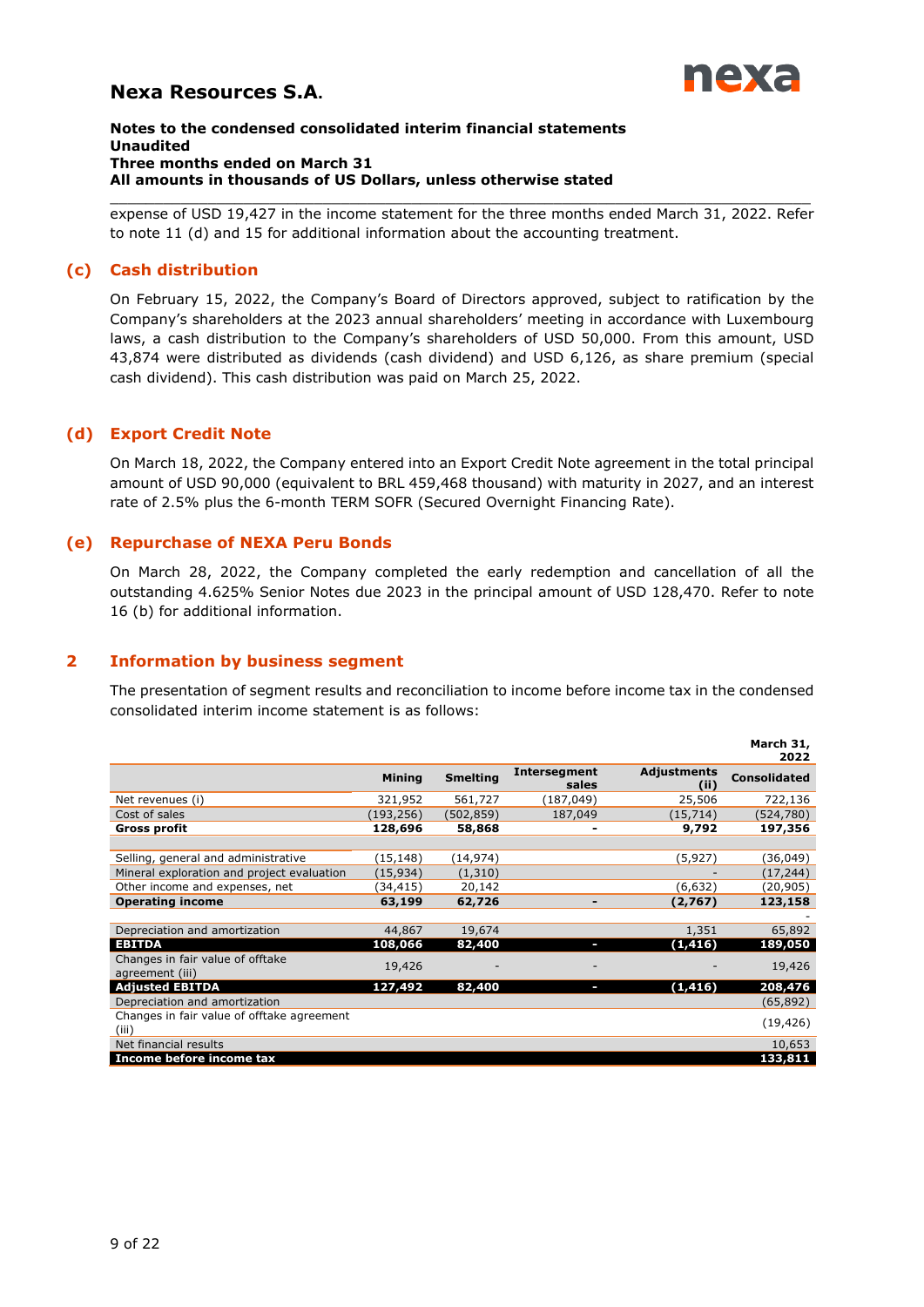expense of USD 19,427 in the income statement for the three months ended March 31, 2022. Refer to note 11 (d) and 15 for additional information about the accounting treatment.

### (c) Cash distribution

On February 15, 2022, the Company's Board of Directors approved, subject to ratification by the Company's shareholders at the 2023 annual shareholders' meeting in accordance with Luxembourg laws, a cash distribution to the Company's shareholders of USD 50,000. From this amount, USD 43,874 were distributed as dividends (cash dividend) and USD 6,126, as share premium (special cash dividend). This cash distribution was paid on March 25, 2022.

### (d) Export Credit Note

On March 18, 2022, the Company entered into an Export Credit Note agreement in the total principal amount of USD 90,000 (equivalent to BRL 459,468 thousand) with maturity in 2027, and an interest rate of 2.5% plus the 6-month TERM SOFR (Secured Overnight Financing Rate).

### (e) Repurchase of NEXA Peru Bonds

On March 28, 2022, the Company completed the early redemption and cancellation of all the outstanding 4.625% Senior Notes due 2023 in the principal amount of USD 128,470. Refer to note 16 (b) for additional information.

## 2 Information by business segment

The presentation of segment results and reconciliation to income before income tax in the condensed consolidated interim income statement is as follows:

| | | | | | March 31, 2022 |
|---|---|---|---|---|---|
| | **Mining** | **Smelting** | **Intersegment sales** | **Adjustments (ii)** | **Consolidated** |
| Net revenues (i) | 321,952 | 561,727 | (187,049) | 25,506 | 722,136 |
| Cost of sales | (193,256) | (502,859) | 187,049 | (15,714) | (524,780) |
| **Gross profit** | **128,696** | **58,868** | **-** | **9,792** | **197,356** |
| | | | | | |
| Selling, general and administrative | (15,148) | (14,974) | | (5,927) | (36,049) |
| Mineral exploration and project evaluation | (15,934) | (1,310) | | - | (17,244) |
| Other income and expenses, net | (34,415) | 20,142 | | (6,632) | (20,905) |
| **Operating income** | **63,199** | **62,726** | **-** | **(2,767)** | **123,158** |
| | | | | | - |
| Depreciation and amortization | 44,867 | 19,674 | | 1,351 | 65,892 |
| **EBITDA** | **108,066** | **82,400** | **-** | **(1,416)** | **189,050** |
| Changes in fair value of offtake agreement (iii) | 19,426 | - | - | - | 19,426 |
| **Adjusted EBITDA** | **127,492** | **82,400** | **-** | **(1,416)** | **208,476** |
| Depreciation and amortization | | | | | (65,892) |
| Changes in fair value of offtake agreement (iii) | | | | | (19,426) |
| Net financial results | | | | | 10,653 |
| **Income before income tax** | | | | | **133,811** |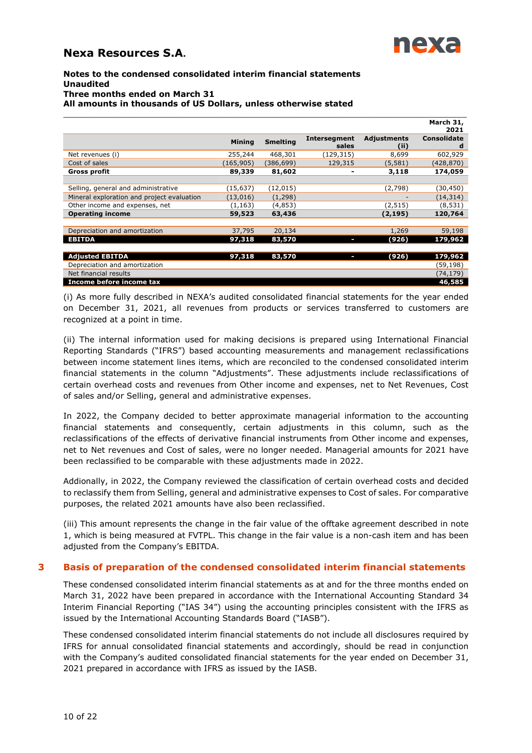| | | | | | March 31, 2021 |
|---|---|---|---|---|---|
| | Mining | Smelting | Intersegment sales | Adjustments (ii) | Consolidated |
| Net revenues (i) | 255,244 | 468,301 | (129,315) | 8,699 | 602,929 |
| Cost of sales | (165,905) | (386,699) | 129,315 | (5,581) | (428,870) |
| **Gross profit** | **89,339** | **81,602** | **-** | **3,118** | **174,059** |
| | | | | | |
| Selling, general and administrative | (15,637) | (12,015) | | (2,798) | (30,450) |
| Mineral exploration and project evaluation | (13,016) | (1,298) | | - | (14,314) |
| Other income and expenses, net | (1,163) | (4,853) | | (2,515) | (8,531) |
| **Operating income** | **59,523** | **63,436** | | **(2,195)** | **120,764** |
| | | | | | |
| Depreciation and amortization | 37,795 | 20,134 | | 1,269 | 59,198 |
| **EBITDA** | **97,318** | **83,570** | **-** | **(926)** | **179,962** |
| | | | | | |
| **Adjusted EBITDA** | **97,318** | **83,570** | **-** | **(926)** | **179,962** |
| Depreciation and amortization | | | | | (59,198) |
| Net financial results | | | | | (74,179) |
| **Income before income tax** | | | | | **46,585** |

(i) As more fully described in NEXA's audited consolidated financial statements for the year ended on December 31, 2021, all revenues from products or services transferred to customers are recognized at a point in time.

(ii) The internal information used for making decisions is prepared using International Financial Reporting Standards ("IFRS") based accounting measurements and management reclassifications between income statement lines items, which are reconciled to the condensed consolidated interim financial statements in the column "Adjustments". These adjustments include reclassifications of certain overhead costs and revenues from Other income and expenses, net to Net Revenues, Cost of sales and/or Selling, general and administrative expenses.

In 2022, the Company decided to better approximate managerial information to the accounting financial statements and consequently, certain adjustments in this column, such as the reclassifications of the effects of derivative financial instruments from Other income and expenses, net to Net revenues and Cost of sales, were no longer needed. Managerial amounts for 2021 have been reclassified to be comparable with these adjustments made in 2022.

Addionally, in 2022, the Company reviewed the classification of certain overhead costs and decided to reclassify them from Selling, general and administrative expenses to Cost of sales. For comparative purposes, the related 2021 amounts have also been reclassified.

(iii) This amount represents the change in the fair value of the offtake agreement described in note 1, which is being measured at FVTPL. This change in the fair value is a non-cash item and has been adjusted from the Company's EBITDA.

## 3 Basis of preparation of the condensed consolidated interim financial statements

These condensed consolidated interim financial statements as at and for the three months ended on March 31, 2022 have been prepared in accordance with the International Accounting Standard 34 Interim Financial Reporting ("IAS 34") using the accounting principles consistent with the IFRS as issued by the International Accounting Standards Board ("IASB").

These condensed consolidated interim financial statements do not include all disclosures required by IFRS for annual consolidated financial statements and accordingly, should be read in conjunction with the Company's audited consolidated financial statements for the year ended on December 31, 2021 prepared in accordance with IFRS as issued by the IASB.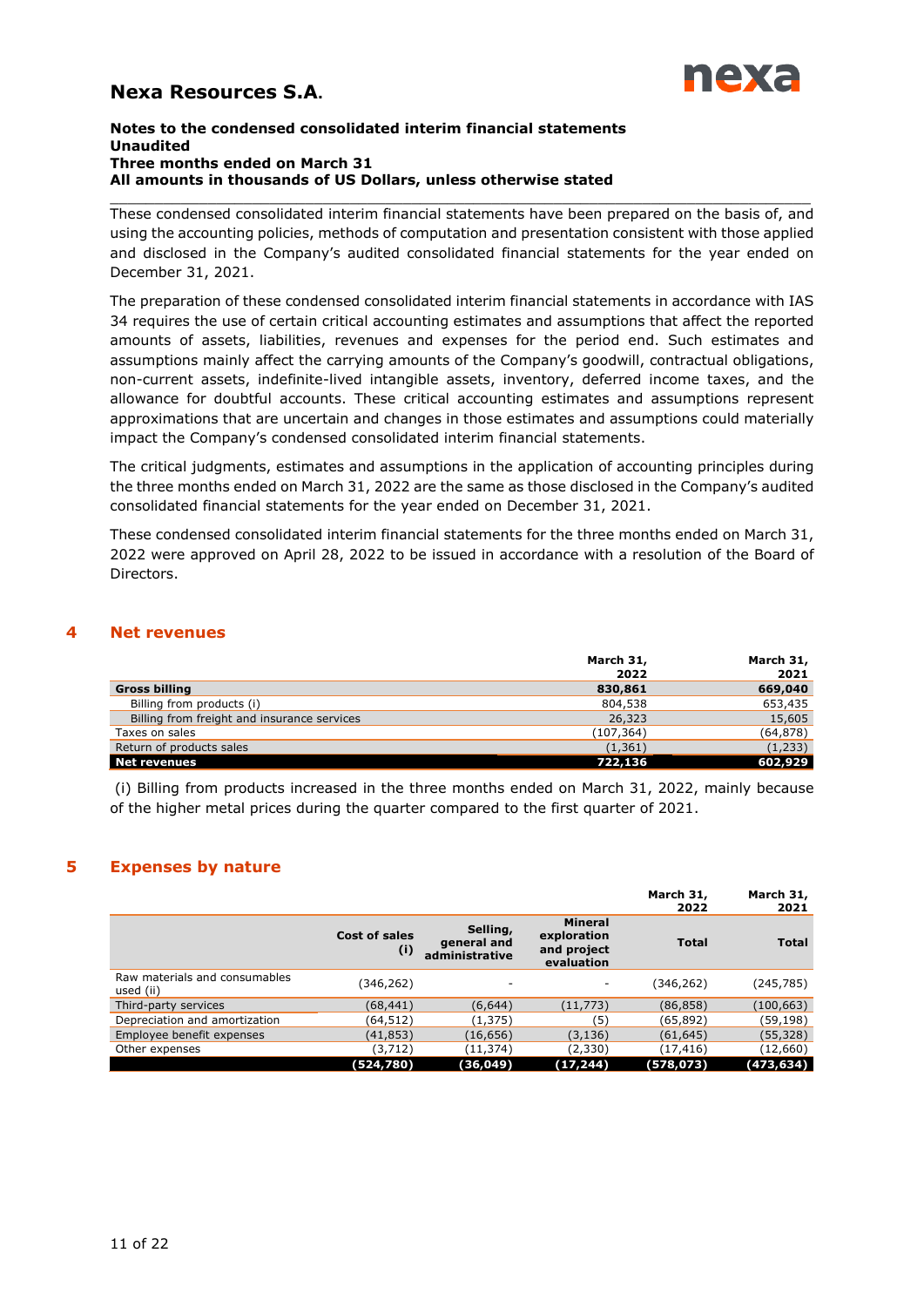These condensed consolidated interim financial statements have been prepared on the basis of, and using the accounting policies, methods of computation and presentation consistent with those applied and disclosed in the Company's audited consolidated financial statements for the year ended on December 31, 2021.

The preparation of these condensed consolidated interim financial statements in accordance with IAS 34 requires the use of certain critical accounting estimates and assumptions that affect the reported amounts of assets, liabilities, revenues and expenses for the period end. Such estimates and assumptions mainly affect the carrying amounts of the Company's goodwill, contractual obligations, non-current assets, indefinite-lived intangible assets, inventory, deferred income taxes, and the allowance for doubtful accounts. These critical accounting estimates and assumptions represent approximations that are uncertain and changes in those estimates and assumptions could materially impact the Company's condensed consolidated interim financial statements.

The critical judgments, estimates and assumptions in the application of accounting principles during the three months ended on March 31, 2022 are the same as those disclosed in the Company's audited consolidated financial statements for the year ended on December 31, 2021.

These condensed consolidated interim financial statements for the three months ended on March 31, 2022 were approved on April 28, 2022 to be issued in accordance with a resolution of the Board of Directors.

## 4 Net revenues

| | March 31, 2022 | March 31, 2021 |
|---|---|---|
| **Gross billing** | **830,861** | **669,040** |
| Billing from products (i) | 804,538 | 653,435 |
| Billing from freight and insurance services | 26,323 | 15,605 |
| Taxes on sales | (107,364) | (64,878) |
| Return of products sales | (1,361) | (1,233) |
| **Net revenues** | **722,136** | **602,929** |

(i) Billing from products increased in the three months ended on March 31, 2022, mainly because of the higher metal prices during the quarter compared to the first quarter of 2021.

## 5 Expenses by nature

| | | | | March 31, 2022 | March 31, 2021 |
|---|---|---|---|---|---|
| | **Cost of sales (i)** | **Selling, general and administrative** | **Mineral exploration and project evaluation** | **Total** | **Total** |
| Raw materials and consumables used (ii) | (346,262) | - | - | (346,262) | (245,785) |
| Third-party services | (68,441) | (6,644) | (11,773) | (86,858) | (100,663) |
| Depreciation and amortization | (64,512) | (1,375) | (5) | (65,892) | (59,198) |
| Employee benefit expenses | (41,853) | (16,656) | (3,136) | (61,645) | (55,328) |
| Other expenses | (3,712) | (11,374) | (2,330) | (17,416) | (12,660) |
| | **(524,780)** | **(36,049)** | **(17,244)** | **(578,073)** | **(473,634)** |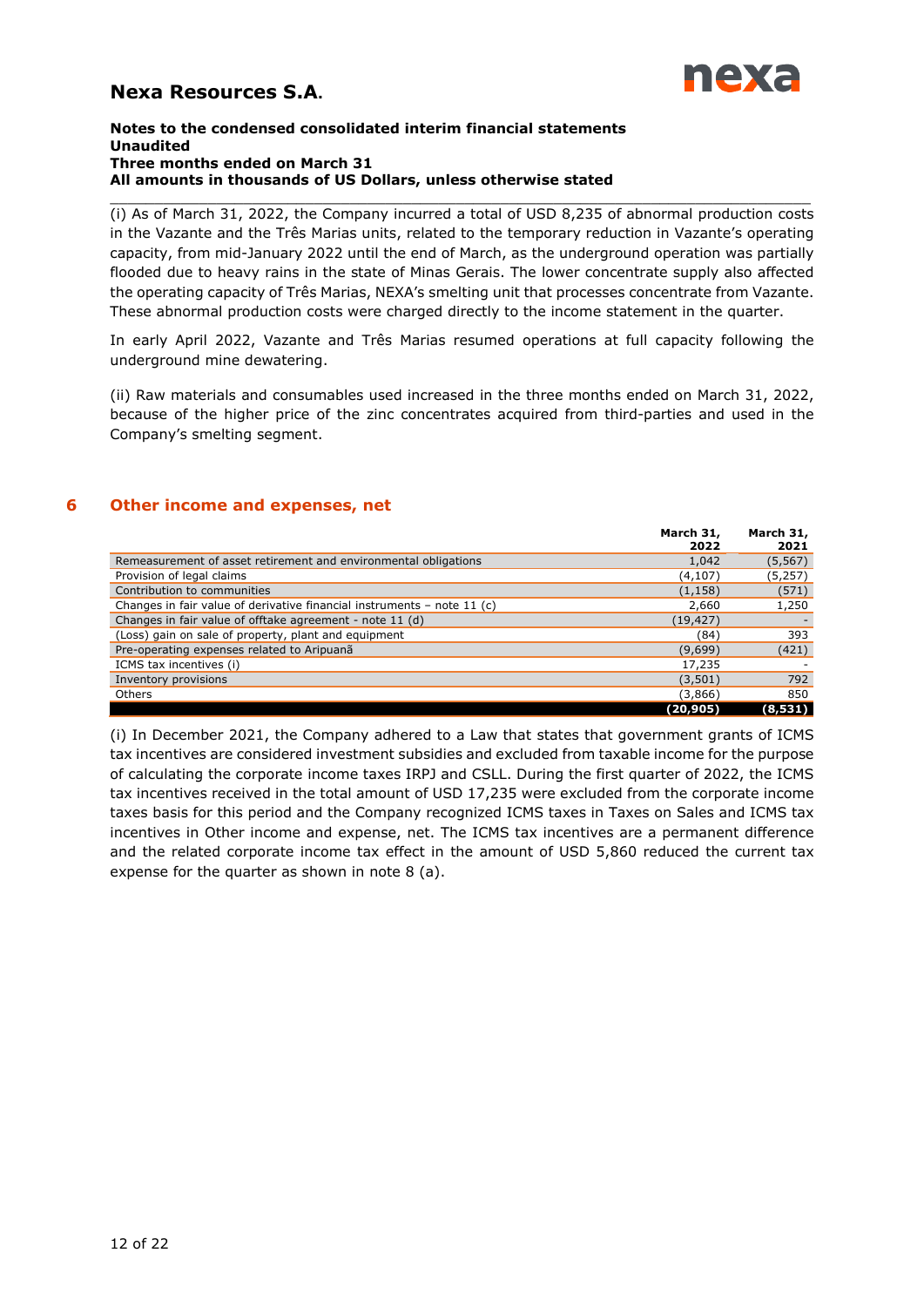(i) As of March 31, 2022, the Company incurred a total of USD 8,235 of abnormal production costs in the Vazante and the Três Marias units, related to the temporary reduction in Vazante's operating capacity, from mid-January 2022 until the end of March, as the underground operation was partially flooded due to heavy rains in the state of Minas Gerais. The lower concentrate supply also affected the operating capacity of Três Marias, NEXA's smelting unit that processes concentrate from Vazante. These abnormal production costs were charged directly to the income statement in the quarter.

In early April 2022, Vazante and Três Marias resumed operations at full capacity following the underground mine dewatering.

(ii) Raw materials and consumables used increased in the three months ended on March 31, 2022, because of the higher price of the zinc concentrates acquired from third-parties and used in the Company's smelting segment.

## 6 Other income and expenses, net

| | March 31, 2022 | March 31, 2021 |
|---|---|---|
| Remeasurement of asset retirement and environmental obligations | 1,042 | (5,567) |
| Provision of legal claims | (4,107) | (5,257) |
| Contribution to communities | (1,158) | (571) |
| Changes in fair value of derivative financial instruments – note 11 (c) | 2,660 | 1,250 |
| Changes in fair value of offtake agreement - note 11 (d) | (19,427) | - |
| (Loss) gain on sale of property, plant and equipment | (84) | 393 |
| Pre-operating expenses related to Aripuanã | (9,699) | (421) |
| ICMS tax incentives (i) | 17,235 | - |
| Inventory provisions | (3,501) | 792 |
| Others | (3,866) | 850 |
| | **(20,905)** | **(8,531)** |

(i) In December 2021, the Company adhered to a Law that states that government grants of ICMS tax incentives are considered investment subsidies and excluded from taxable income for the purpose of calculating the corporate income taxes IRPJ and CSLL. During the first quarter of 2022, the ICMS tax incentives received in the total amount of USD 17,235 were excluded from the corporate income taxes basis for this period and the Company recognized ICMS taxes in Taxes on Sales and ICMS tax incentives in Other income and expense, net. The ICMS tax incentives are a permanent difference and the related corporate income tax effect in the amount of USD 5,860 reduced the current tax expense for the quarter as shown in note 8 (a).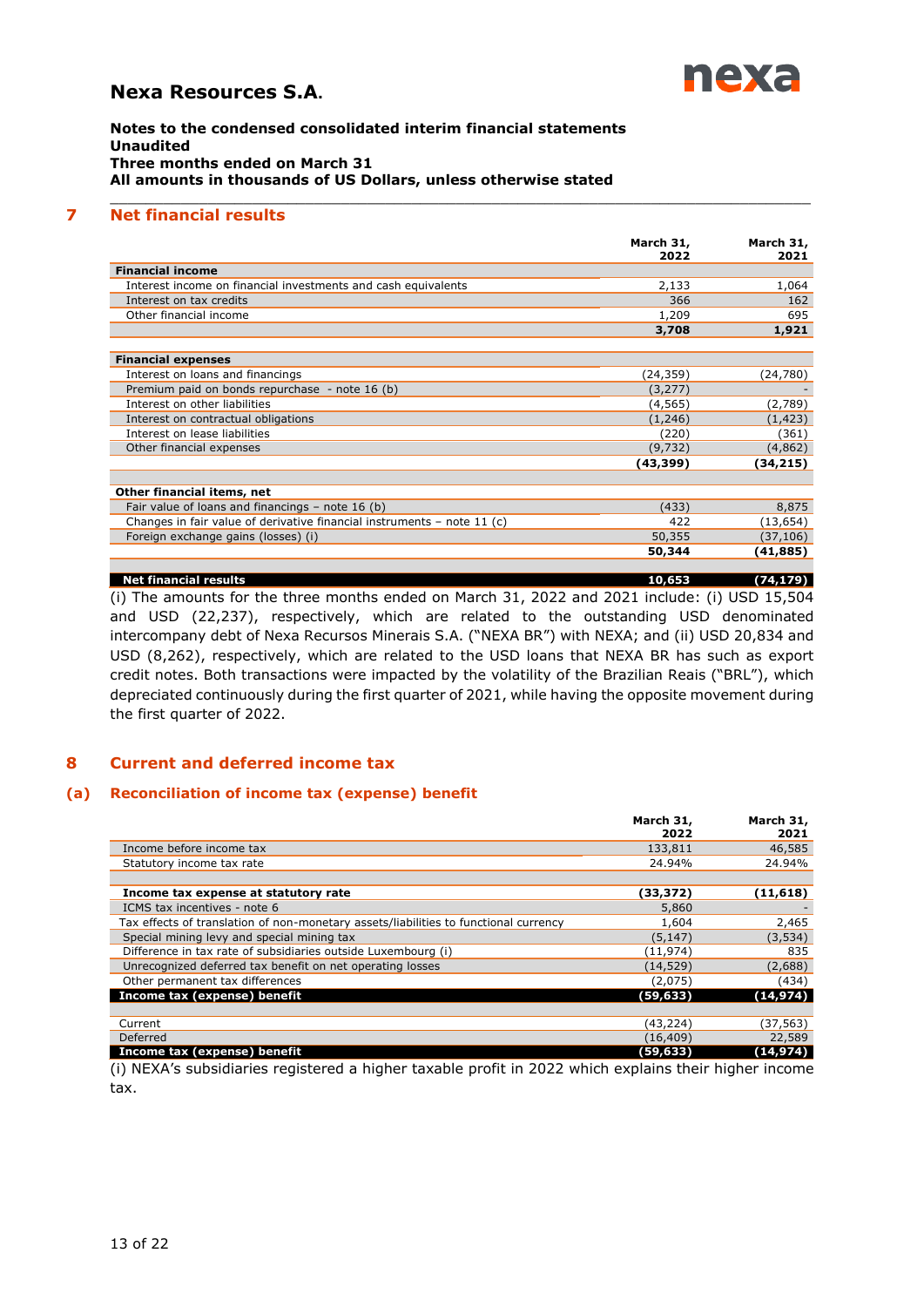# Nexa Resources S.A.

**Notes to the condensed consolidated interim financial statements**
**Unaudited**
**Three months ended on March 31**
**All amounts in thousands of US Dollars, unless otherwise stated**

## 7 Net financial results

| | March 31, 2022 | March 31, 2021 |
|---|---|---|
| **Financial income** | | |
| Interest income on financial investments and cash equivalents | 2,133 | 1,064 |
| Interest on tax credits | 366 | 162 |
| Other financial income | 1,209 | 695 |
| | **3,708** | **1,921** |
| **Financial expenses** | | |
| Interest on loans and financings | (24,359) | (24,780) |
| Premium paid on bonds repurchase - note 16 (b) | (3,277) | - |
| Interest on other liabilities | (4,565) | (2,789) |
| Interest on contractual obligations | (1,246) | (1,423) |
| Interest on lease liabilities | (220) | (361) |
| Other financial expenses | (9,732) | (4,862) |
| | **(43,399)** | **(34,215)** |
| **Other financial items, net** | | |
| Fair value of loans and financings – note 16 (b) | (433) | 8,875 |
| Changes in fair value of derivative financial instruments – note 11 (c) | 422 | (13,654) |
| Foreign exchange gains (losses) (i) | 50,355 | (37,106) |
| | **50,344** | **(41,885)** |
| **Net financial results** | **10,653** | **(74,179)** |

(i) The amounts for the three months ended on March 31, 2022 and 2021 include: (i) USD 15,504 and USD (22,237), respectively, which are related to the outstanding USD denominated intercompany debt of Nexa Recursos Minerais S.A. ("NEXA BR") with NEXA; and (ii) USD 20,834 and USD (8,262), respectively, which are related to the USD loans that NEXA BR has such as export credit notes. Both transactions were impacted by the volatility of the Brazilian Reais ("BRL"), which depreciated continuously during the first quarter of 2021, while having the opposite movement during the first quarter of 2022.

## 8 Current and deferred income tax

### (a) Reconciliation of income tax (expense) benefit

| | March 31, 2022 | March 31, 2021 |
|---|---|---|
| Income before income tax | 133,811 | 46,585 |
| Statutory income tax rate | 24.94% | 24.94% |
| **Income tax expense at statutory rate** | **(33,372)** | **(11,618)** |
| ICMS tax incentives - note 6 | 5,860 | - |
| Tax effects of translation of non-monetary assets/liabilities to functional currency | 1,604 | 2,465 |
| Special mining levy and special mining tax | (5,147) | (3,534) |
| Difference in tax rate of subsidiaries outside Luxembourg (i) | (11,974) | 835 |
| Unrecognized deferred tax benefit on net operating losses | (14,529) | (2,688) |
| Other permanent tax differences | (2,075) | (434) |
| **Income tax (expense) benefit** | **(59,633)** | **(14,974)** |
| Current | (43,224) | (37,563) |
| Deferred | (16,409) | 22,589 |
| **Income tax (expense) benefit** | **(59,633)** | **(14,974)** |

(i) NEXA's subsidiaries registered a higher taxable profit in 2022 which explains their higher income tax.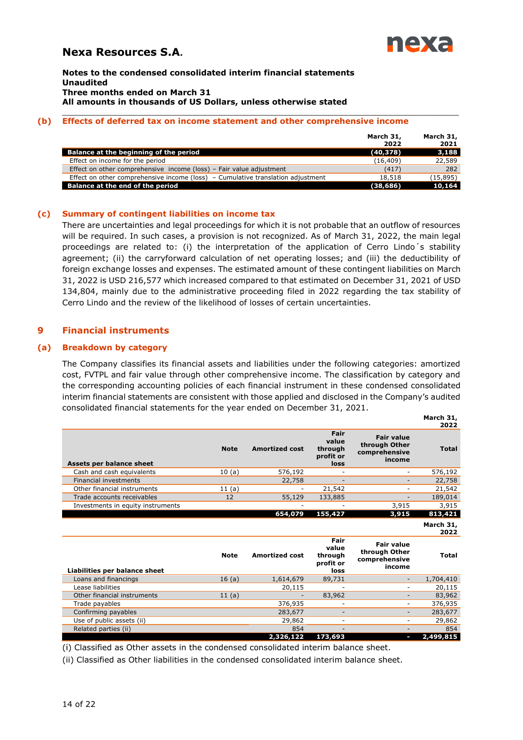# Nexa Resources S.A.

**Notes to the condensed consolidated interim financial statements**
**Unaudited**
**Three months ended on March 31**
**All amounts in thousands of US Dollars, unless otherwise stated**

### (b) Effects of deferred tax on income statement and other comprehensive income

| | March 31, 2022 | March 31, 2021 |
|---|---|---|
| **Balance at the beginning of the period** | **(40,378)** | **3,188** |
| Effect on income for the period | (16,409) | 22,589 |
| Effect on other comprehensive income (loss) – Fair value adjustment | (417) | 282 |
| Effect on other comprehensive income (loss) – Cumulative translation adjustment | 18,518 | (15,895) |
| **Balance at the end of the period** | **(38,686)** | **10,164** |

### (c) Summary of contingent liabilities on income tax

There are uncertainties and legal proceedings for which it is not probable that an outflow of resources will be required. In such cases, a provision is not recognized. As of March 31, 2022, the main legal proceedings are related to: (i) the interpretation of the application of Cerro Lindo´s stability agreement; (ii) the carryforward calculation of net operating losses; and (iii) the deductibility of foreign exchange losses and expenses. The estimated amount of these contingent liabilities on March 31, 2022 is USD 216,577 which increased compared to that estimated on December 31, 2021 of USD 134,804, mainly due to the administrative proceeding filed in 2022 regarding the tax stability of Cerro Lindo and the review of the likelihood of losses of certain uncertainties.

## 9 Financial instruments

### (a) Breakdown by category

The Company classifies its financial assets and liabilities under the following categories: amortized cost, FVTPL and fair value through other comprehensive income. The classification by category and the corresponding accounting policies of each financial instrument in these condensed consolidated interim financial statements are consistent with those applied and disclosed in the Company's audited consolidated financial statements for the year ended on December 31, 2021.

| | | | | | March 31, 2022 |
|---|---|---|---|---|---|
| **Assets per balance sheet** | **Note** | **Amortized cost** | **Fair value through profit or loss** | **Fair value through Other comprehensive income** | **Total** |
| Cash and cash equivalents | 10 (a) | 576,192 | - | - | 576,192 |
| Financial investments | | 22,758 | - | - | 22,758 |
| Other financial instruments | 11 (a) | - | 21,542 | - | 21,542 |
| Trade accounts receivables | 12 | 55,129 | 133,885 | - | 189,014 |
| Investments in equity instruments | | - | - | 3,915 | 3,915 |
| | | **654,079** | **155,427** | **3,915** | **813,421** |

| | | | | | March 31, 2022 |
|---|---|---|---|---|---|
| **Liabilities per balance sheet** | **Note** | **Amortized cost** | **Fair value through profit or loss** | **Fair value through Other comprehensive income** | **Total** |
| Loans and financings | 16 (a) | 1,614,679 | 89,731 | - | 1,704,410 |
| Lease liabilities | | 20,115 | - | - | 20,115 |
| Other financial instruments | 11 (a) | - | 83,962 | - | 83,962 |
| Trade payables | | 376,935 | - | - | 376,935 |
| Confirming payables | | 283,677 | - | - | 283,677 |
| Use of public assets (ii) | | 29,862 | - | - | 29,862 |
| Related parties (ii) | | 854 | - | - | 854 |
| | | **2,326,122** | **173,693** | **-** | **2,499,815** |

(i) Classified as Other assets in the condensed consolidated interim balance sheet.

(ii) Classified as Other liabilities in the condensed consolidated interim balance sheet.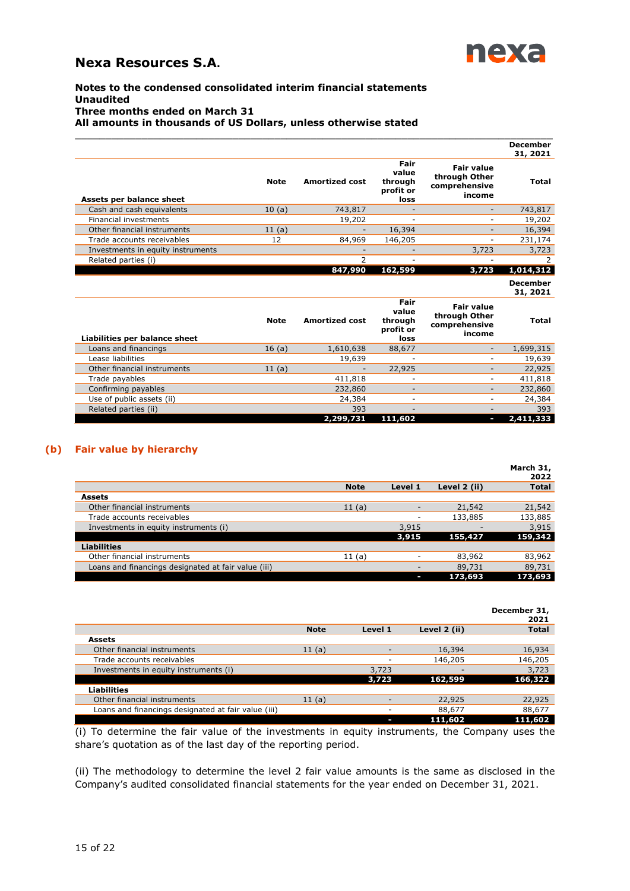# Nexa Resources S.A.

**Notes to the condensed consolidated interim financial statements**
**Unaudited**
**Three months ended on March 31**
**All amounts in thousands of US Dollars, unless otherwise stated**

| | | | | | December 31, 2021 |
|---|---|---|---|---|---|
| **Assets per balance sheet** | **Note** | **Amortized cost** | **Fair value through profit or loss** | **Fair value through Other comprehensive income** | **Total** |
| Cash and cash equivalents | 10 (a) | 743,817 | - | - | 743,817 |
| Financial investments | | 19,202 | - | - | 19,202 |
| Other financial instruments | 11 (a) | - | 16,394 | - | 16,394 |
| Trade accounts receivables | 12 | 84,969 | 146,205 | - | 231,174 |
| Investments in equity instruments | | - | - | 3,723 | 3,723 |
| Related parties (i) | | 2 | - | - | 2 |
| | | **847,990** | **162,599** | **3,723** | **1,014,312** |

| | | | | | December 31, 2021 |
|---|---|---|---|---|---|
| **Liabilities per balance sheet** | **Note** | **Amortized cost** | **Fair value through profit or loss** | **Fair value through Other comprehensive income** | **Total** |
| Loans and financings | 16 (a) | 1,610,638 | 88,677 | - | 1,699,315 |
| Lease liabilities | | 19,639 | - | - | 19,639 |
| Other financial instruments | 11 (a) | - | 22,925 | - | 22,925 |
| Trade payables | | 411,818 | - | - | 411,818 |
| Confirming payables | | 232,860 | - | - | 232,860 |
| Use of public assets (ii) | | 24,384 | - | - | 24,384 |
| Related parties (ii) | | 393 | - | - | 393 |
| | | **2,299,731** | **111,602** | **-** | **2,411,333** |

## (b) Fair value by hierarchy

| | | | | March 31, 2022 |
|---|---|---|---|---|
| | **Note** | **Level 1** | **Level 2 (ii)** | **Total** |
| **Assets** | | | | |
| Other financial instruments | 11 (a) | - | 21,542 | 21,542 |
| Trade accounts receivables | | - | 133,885 | 133,885 |
| Investments in equity instruments (i) | | 3,915 | - | 3,915 |
| | | **3,915** | **155,427** | **159,342** |
| **Liabilities** | | | | |
| Other financial instruments | 11 (a) | - | 83,962 | 83,962 |
| Loans and financings designated at fair value (iii) | | - | 89,731 | 89,731 |
| | | **-** | **173,693** | **173,693** |

| | | | | December 31, 2021 |
|---|---|---|---|---|
| | **Note** | **Level 1** | **Level 2 (ii)** | **Total** |
| **Assets** | | | | |
| Other financial instruments | 11 (a) | - | 16,394 | 16,934 |
| Trade accounts receivables | | - | 146,205 | 146,205 |
| Investments in equity instruments (i) | | 3,723 | - | 3,723 |
| | | **3,723** | **162,599** | **166,322** |
| **Liabilities** | | | | |
| Other financial instruments | 11 (a) | - | 22,925 | 22,925 |
| Loans and financings designated at fair value (iii) | | - | 88,677 | 88,677 |
| | | **-** | **111,602** | **111,602** |

(i) To determine the fair value of the investments in equity instruments, the Company uses the share's quotation as of the last day of the reporting period.

(ii) The methodology to determine the level 2 fair value amounts is the same as disclosed in the Company's audited consolidated financial statements for the year ended on December 31, 2021.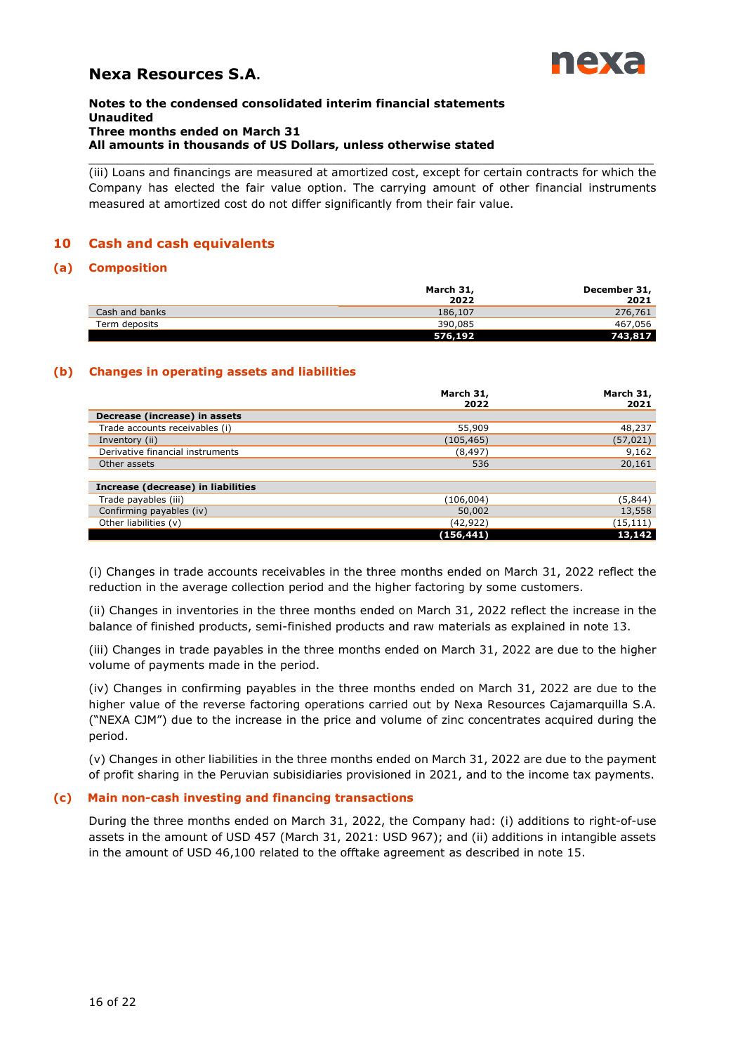(iii) Loans and financings are measured at amortized cost, except for certain contracts for which the Company has elected the fair value option. The carrying amount of other financial instruments measured at amortized cost do not differ significantly from their fair value.

## 10 Cash and cash equivalents

### (a) Composition

| | March 31, 2022 | December 31, 2021 |
|---|---|---|
| Cash and banks | 186,107 | 276,761 |
| Term deposits | 390,085 | 467,056 |
| | **576,192** | **743,817** |

### (b) Changes in operating assets and liabilities

| | March 31, 2022 | March 31, 2021 |
|---|---|---|
| **Decrease (increase) in assets** | | |
| Trade accounts receivables (i) | 55,909 | 48,237 |
| Inventory (ii) | (105,465) | (57,021) |
| Derivative financial instruments | (8,497) | 9,162 |
| Other assets | 536 | 20,161 |
| | | |
| **Increase (decrease) in liabilities** | | |
| Trade payables (iii) | (106,004) | (5,844) |
| Confirming payables (iv) | 50,002 | 13,558 |
| Other liabilities (v) | (42,922) | (15,111) |
| | **(156,441)** | **13,142** |

(i) Changes in trade accounts receivables in the three months ended on March 31, 2022 reflect the reduction in the average collection period and the higher factoring by some customers.

(ii) Changes in inventories in the three months ended on March 31, 2022 reflect the increase in the balance of finished products, semi-finished products and raw materials as explained in note 13.

(iii) Changes in trade payables in the three months ended on March 31, 2022 are due to the higher volume of payments made in the period.

(iv) Changes in confirming payables in the three months ended on March 31, 2022 are due to the higher value of the reverse factoring operations carried out by Nexa Resources Cajamarquilla S.A. ("NEXA CJM") due to the increase in the price and volume of zinc concentrates acquired during the period.

(v) Changes in other liabilities in the three months ended on March 31, 2022 are due to the payment of profit sharing in the Peruvian subisidiaries provisioned in 2021, and to the income tax payments.

### (c) Main non-cash investing and financing transactions

During the three months ended on March 31, 2022, the Company had: (i) additions to right-of-use assets in the amount of USD 457 (March 31, 2021: USD 967); and (ii) additions in intangible assets in the amount of USD 46,100 related to the offtake agreement as described in note 15.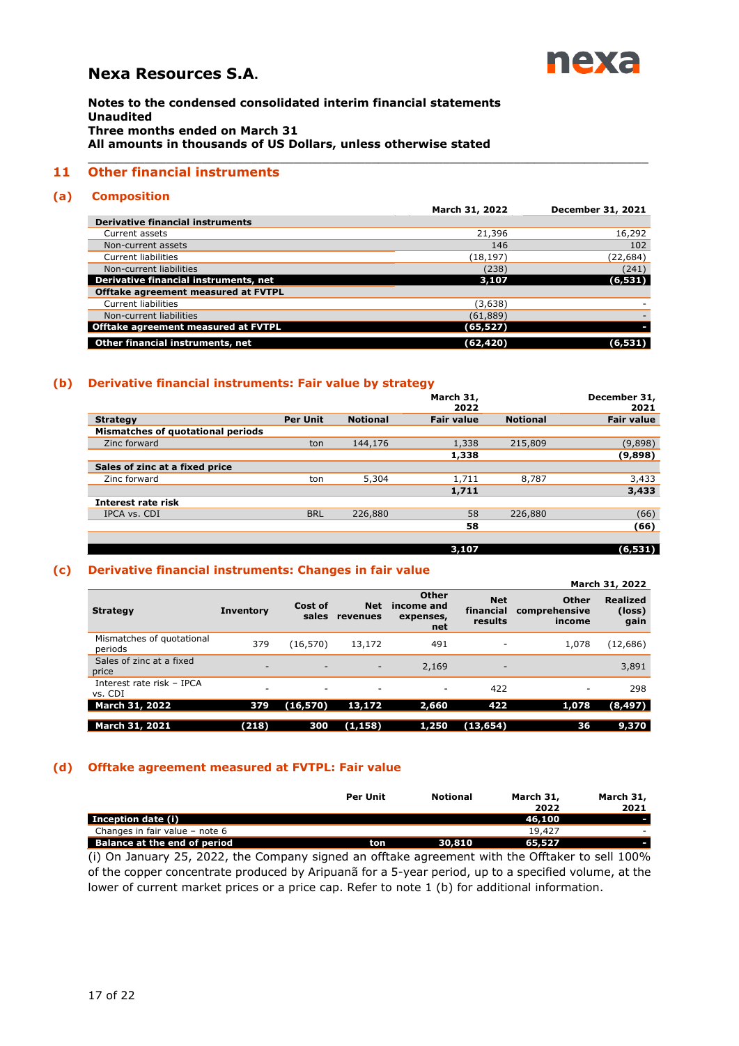# Nexa Resources S.A.

**Notes to the condensed consolidated interim financial statements**
**Unaudited**
**Three months ended on March 31**
**All amounts in thousands of US Dollars, unless otherwise stated**

## 11 Other financial instruments

### (a) Composition

| | March 31, 2022 | December 31, 2021 |
|---|---|---|
| **Derivative financial instruments** | | |
| Current assets | 21,396 | 16,292 |
| Non-current assets | 146 | 102 |
| Current liabilities | (18,197) | (22,684) |
| Non-current liabilities | (238) | (241) |
| **Derivative financial instruments, net** | **3,107** | **(6,531)** |
| **Offtake agreement measured at FVTPL** | | |
| Current liabilities | (3,638) | - |
| Non-current liabilities | (61,889) | - |
| **Offtake agreement measured at FVTPL** | **(65,527)** | **-** |
| **Other financial instruments, net** | **(62,420)** | **(6,531)** |

### (b) Derivative financial instruments: Fair value by strategy

| | | | March 31, 2022 | | December 31, 2021 |
|---|---|---|---|---|---|
| **Strategy** | **Per Unit** | **Notional** | **Fair value** | **Notional** | **Fair value** |
| **Mismatches of quotational periods** | | | | | |
| Zinc forward | ton | 144,176 | 1,338 | 215,809 | (9,898) |
| | | | **1,338** | | **(9,898)** |
| **Sales of zinc at a fixed price** | | | | | |
| Zinc forward | ton | 5,304 | 1,711 | 8,787 | 3,433 |
| | | | **1,711** | | **3,433** |
| **Interest rate risk** | | | | | |
| IPCA vs. CDI | BRL | 226,880 | 58 | 226,880 | (66) |
| | | | **58** | | **(66)** |
| | | | **3,107** | | **(6,531)** |

### (c) Derivative financial instruments: Changes in fair value

| | | | | | | | March 31, 2022 |
|---|---|---|---|---|---|---|---|
| **Strategy** | **Inventory** | **Cost of sales** | **Net revenues** | **Other income and expenses, net** | **Net financial results** | **Other comprehensive income** | **Realized (loss) gain** |
| Mismatches of quotational periods | 379 | (16,570) | 13,172 | 491 | - | 1,078 | (12,686) |
| Sales of zinc at a fixed price | - | - | - | 2,169 | - | | 3,891 |
| Interest rate risk – IPCA vs. CDI | - | - | - | - | 422 | - | 298 |
| **March 31, 2022** | **379** | **(16,570)** | **13,172** | **2,660** | **422** | **1,078** | **(8,497)** |
| **March 31, 2021** | **(218)** | **300** | **(1,158)** | **1,250** | **(13,654)** | **36** | **9,370** |

### (d) Offtake agreement measured at FVTPL: Fair value

| | Per Unit | Notional | March 31, 2022 | March 31, 2021 |
|---|---|---|---|---|
| **Inception date (i)** | | | **46,100** | **-** |
| Changes in fair value – note 6 | | | 19,427 | - |
| **Balance at the end of period** | **ton** | **30,810** | **65,527** | **-** |

(i) On January 25, 2022, the Company signed an offtake agreement with the Offtaker to sell 100% of the copper concentrate produced by Aripuanã for a 5-year period, up to a specified volume, at the lower of current market prices or a price cap. Refer to note 1 (b) for additional information.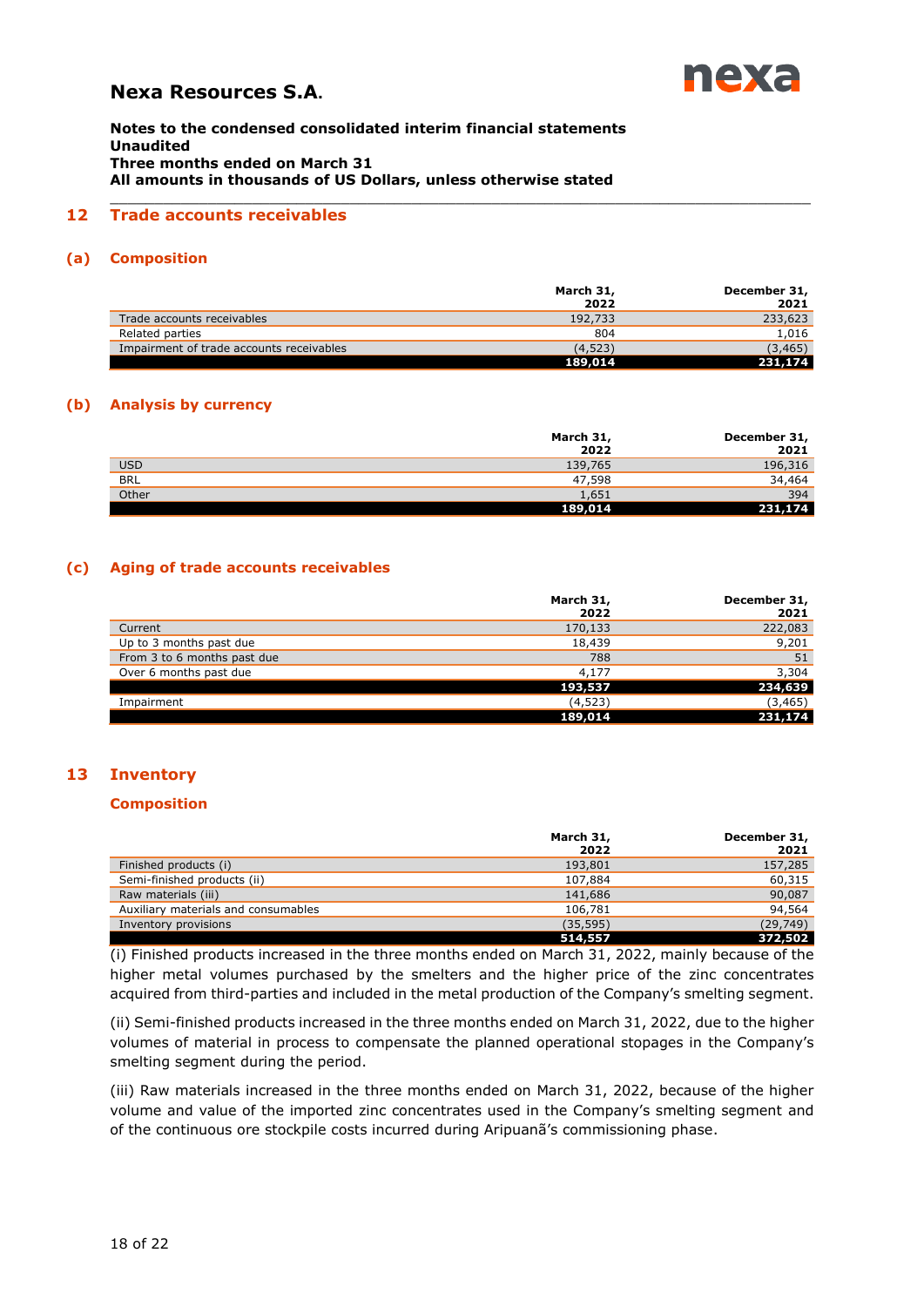**Notes to the condensed consolidated interim financial statements**
**Unaudited**
**Three months ended on March 31**
**All amounts in thousands of US Dollars, unless otherwise stated**

## 12 Trade accounts receivables

### (a) Composition

| | March 31, 2022 | December 31, 2021 |
|---|---|---|
| Trade accounts receivables | 192,733 | 233,623 |
| Related parties | 804 | 1,016 |
| Impairment of trade accounts receivables | (4,523) | (3,465) |
| | **189,014** | **231,174** |

### (b) Analysis by currency

| | March 31, 2022 | December 31, 2021 |
|---|---|---|
| USD | 139,765 | 196,316 |
| BRL | 47,598 | 34,464 |
| Other | 1,651 | 394 |
| | **189,014** | **231,174** |

### (c) Aging of trade accounts receivables

| | March 31, 2022 | December 31, 2021 |
|---|---|---|
| Current | 170,133 | 222,083 |
| Up to 3 months past due | 18,439 | 9,201 |
| From 3 to 6 months past due | 788 | 51 |
| Over 6 months past due | 4,177 | 3,304 |
| | **193,537** | **234,639** |
| Impairment | (4,523) | (3,465) |
| | **189,014** | **231,174** |

## 13 Inventory

### Composition

| | March 31, 2022 | December 31, 2021 |
|---|---|---|
| Finished products (i) | 193,801 | 157,285 |
| Semi-finished products (ii) | 107,884 | 60,315 |
| Raw materials (iii) | 141,686 | 90,087 |
| Auxiliary materials and consumables | 106,781 | 94,564 |
| Inventory provisions | (35,595) | (29,749) |
| | **514,557** | **372,502** |

(i) Finished products increased in the three months ended on March 31, 2022, mainly because of the higher metal volumes purchased by the smelters and the higher price of the zinc concentrates acquired from third-parties and included in the metal production of the Company's smelting segment.

(ii) Semi-finished products increased in the three months ended on March 31, 2022, due to the higher volumes of material in process to compensate the planned operational stopages in the Company's smelting segment during the period.

(iii) Raw materials increased in the three months ended on March 31, 2022, because of the higher volume and value of the imported zinc concentrates used in the Company's smelting segment and of the continuous ore stockpile costs incurred during Aripuanã's commissioning phase.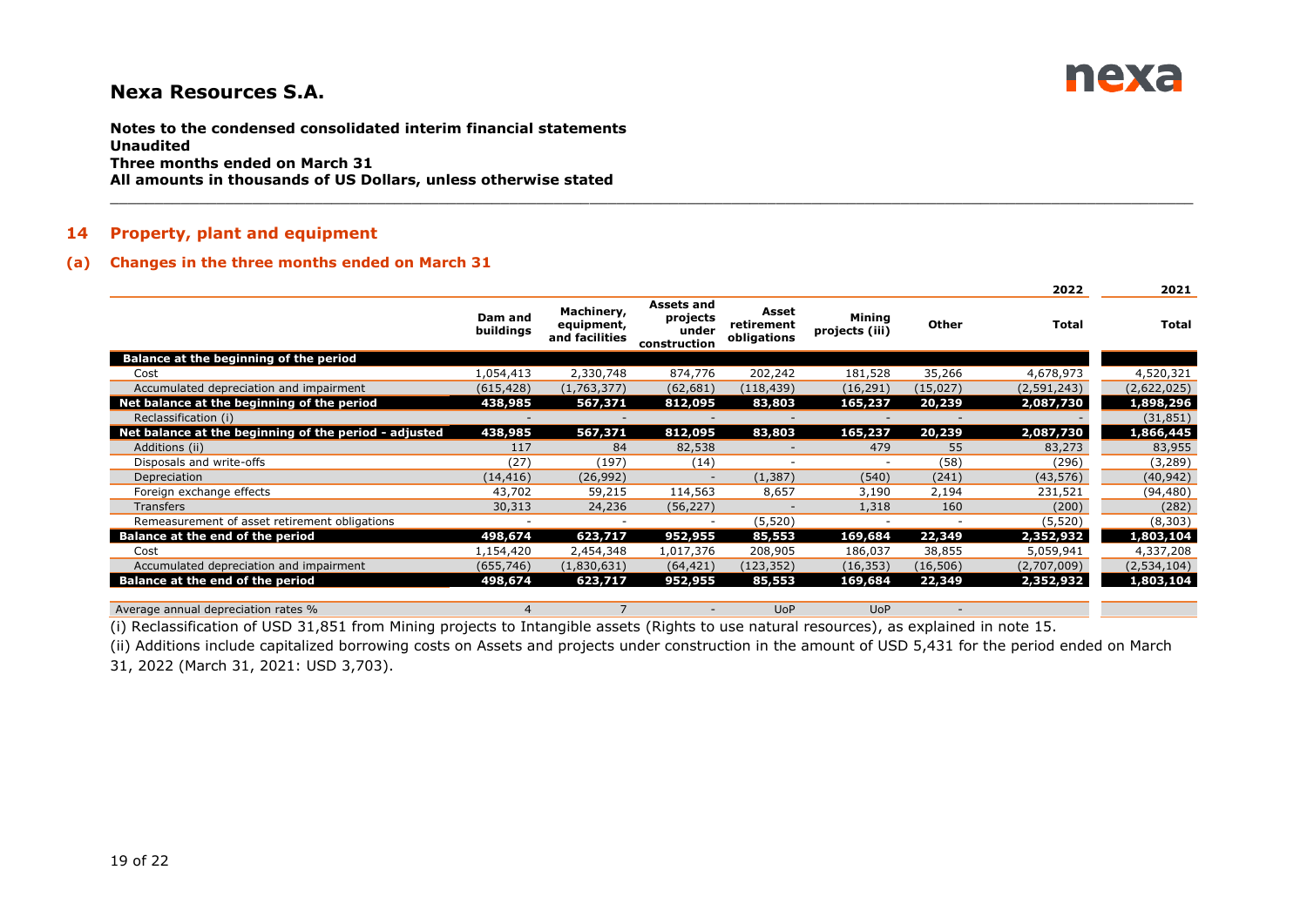# Nexa Resources S.A.

**Notes to the condensed consolidated interim financial statements**
**Unaudited**
**Three months ended on March 31**
**All amounts in thousands of US Dollars, unless otherwise stated**

## 14 Property, plant and equipment

### (a) Changes in the three months ended on March 31

| | Dam and buildings | Machinery, equipment, and facilities | Assets and projects under construction | Asset retirement obligations | Mining projects (iii) | Other | 2022 Total | 2021 Total |
|---|---|---|---|---|---|---|---|---|
| **Balance at the beginning of the period** | | | | | | | | |
| Cost | 1,054,413 | 2,330,748 | 874,776 | 202,242 | 181,528 | 35,266 | 4,678,973 | 4,520,321 |
| Accumulated depreciation and impairment | (615,428) | (1,763,377) | (62,681) | (118,439) | (16,291) | (15,027) | (2,591,243) | (2,622,025) |
| **Net balance at the beginning of the period** | **438,985** | **567,371** | **812,095** | **83,803** | **165,237** | **20,239** | **2,087,730** | **1,898,296** |
| Reclassification (i) | - | - | - | - | - | - | - | (31,851) |
| **Net balance at the beginning of the period - adjusted** | **438,985** | **567,371** | **812,095** | **83,803** | **165,237** | **20,239** | **2,087,730** | **1,866,445** |
| Additions (ii) | 117 | 84 | 82,538 | - | 479 | 55 | 83,273 | 83,955 |
| Disposals and write-offs | (27) | (197) | (14) | - | - | (58) | (296) | (3,289) |
| Depreciation | (14,416) | (26,992) | - | (1,387) | (540) | (241) | (43,576) | (40,942) |
| Foreign exchange effects | 43,702 | 59,215 | 114,563 | 8,657 | 3,190 | 2,194 | 231,521 | (94,480) |
| Transfers | 30,313 | 24,236 | (56,227) | - | 1,318 | 160 | (200) | (282) |
| Remeasurement of asset retirement obligations | - | - | - | (5,520) | - | - | (5,520) | (8,303) |
| **Balance at the end of the period** | **498,674** | **623,717** | **952,955** | **85,553** | **169,684** | **22,349** | **2,352,932** | **1,803,104** |
| Cost | 1,154,420 | 2,454,348 | 1,017,376 | 208,905 | 186,037 | 38,855 | 5,059,941 | 4,337,208 |
| Accumulated depreciation and impairment | (655,746) | (1,830,631) | (64,421) | (123,352) | (16,353) | (16,506) | (2,707,009) | (2,534,104) |
| **Balance at the end of the period** | **498,674** | **623,717** | **952,955** | **85,553** | **169,684** | **22,349** | **2,352,932** | **1,803,104** |
| | | | | | | | | |
| Average annual depreciation rates % | 4 | 7 | - | UoP | UoP | - | | |

(i) Reclassification of USD 31,851 from Mining projects to Intangible assets (Rights to use natural resources), as explained in note 15.

(ii) Additions include capitalized borrowing costs on Assets and projects under construction in the amount of USD 5,431 for the period ended on March 31, 2022 (March 31, 2021: USD 3,703).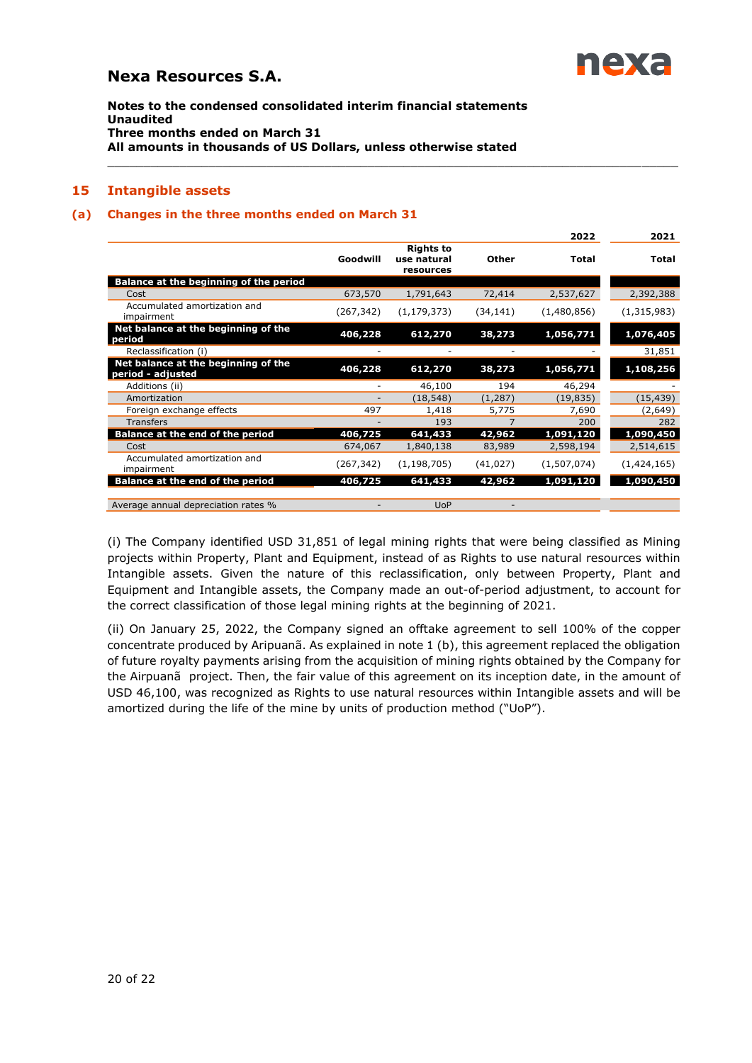## 15 Intangible assets

### (a) Changes in the three months ended on March 31

| | Goodwill | Rights to use natural resources | Other | 2022 Total | 2021 Total |
|---|---|---|---|---|---|
| **Balance at the beginning of the period** | | | | | |
| Cost | 673,570 | 1,791,643 | 72,414 | 2,537,627 | 2,392,388 |
| Accumulated amortization and impairment | (267,342) | (1,179,373) | (34,141) | (1,480,856) | (1,315,983) |
| **Net balance at the beginning of the period** | **406,228** | **612,270** | **38,273** | **1,056,771** | **1,076,405** |
| Reclassification (i) | - | - | - | - | 31,851 |
| **Net balance at the beginning of the period - adjusted** | **406,228** | **612,270** | **38,273** | **1,056,771** | **1,108,256** |
| Additions (ii) | - | 46,100 | 194 | 46,294 | - |
| Amortization | - | (18,548) | (1,287) | (19,835) | (15,439) |
| Foreign exchange effects | 497 | 1,418 | 5,775 | 7,690 | (2,649) |
| Transfers | - | 193 | 7 | 200 | 282 |
| **Balance at the end of the period** | **406,725** | **641,433** | **42,962** | **1,091,120** | **1,090,450** |
| Cost | 674,067 | 1,840,138 | 83,989 | 2,598,194 | 2,514,615 |
| Accumulated amortization and impairment | (267,342) | (1,198,705) | (41,027) | (1,507,074) | (1,424,165) |
| **Balance at the end of the period** | **406,725** | **641,433** | **42,962** | **1,091,120** | **1,090,450** |
| | | | | | |
| Average annual depreciation rates % | - | UoP | - | | |

(i) The Company identified USD 31,851 of legal mining rights that were being classified as Mining projects within Property, Plant and Equipment, instead of as Rights to use natural resources within Intangible assets. Given the nature of this reclassification, only between Property, Plant and Equipment and Intangible assets, the Company made an out-of-period adjustment, to account for the correct classification of those legal mining rights at the beginning of 2021.

(ii) On January 25, 2022, the Company signed an offtake agreement to sell 100% of the copper concentrate produced by Aripuanã. As explained in note 1 (b), this agreement replaced the obligation of future royalty payments arising from the acquisition of mining rights obtained by the Company for the Airpuanã project. Then, the fair value of this agreement on its inception date, in the amount of USD 46,100, was recognized as Rights to use natural resources within Intangible assets and will be amortized during the life of the mine by units of production method ("UoP").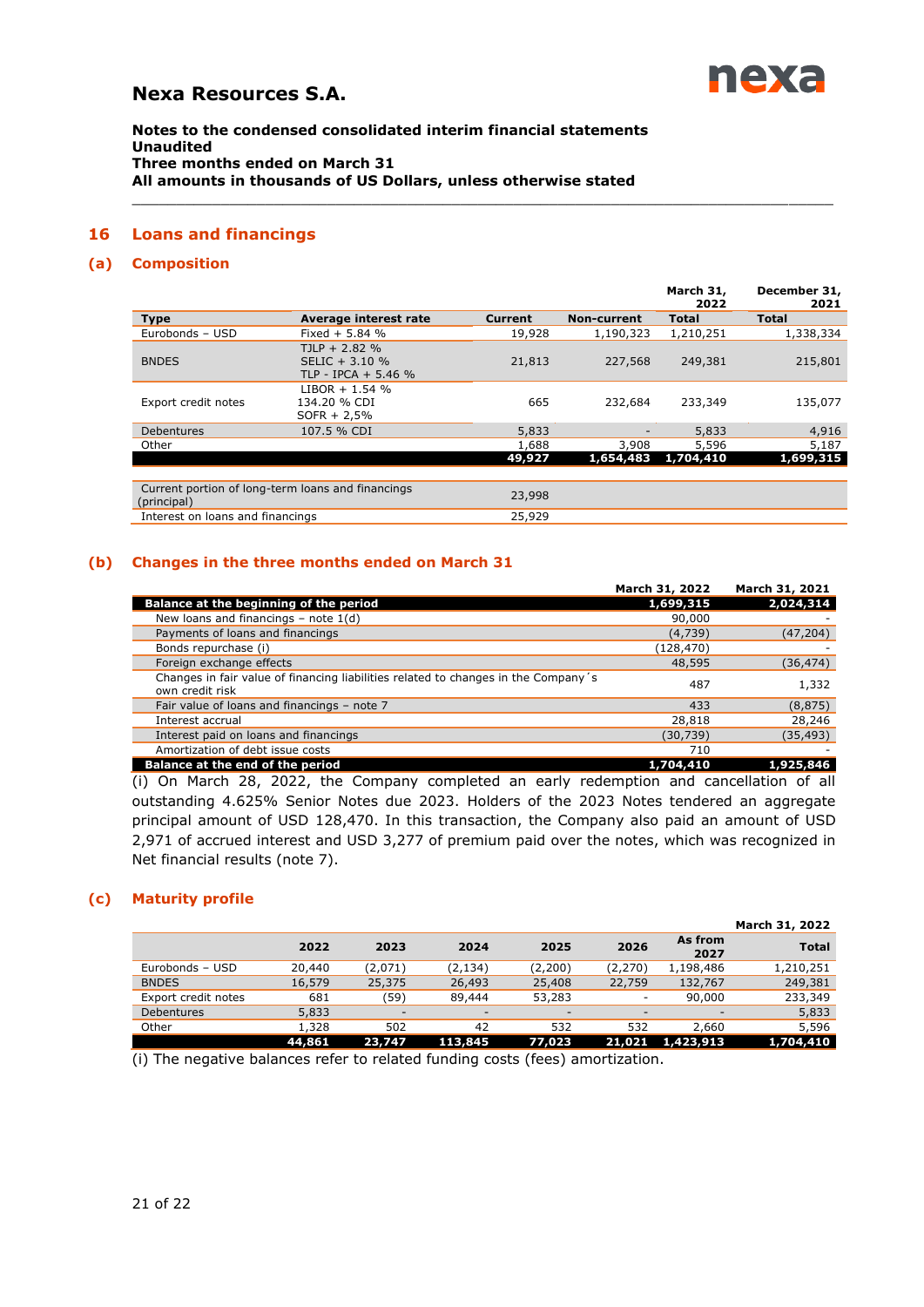# Nexa Resources S.A.

**Notes to the condensed consolidated interim financial statements**
**Unaudited**
**Three months ended on March 31**
**All amounts in thousands of US Dollars, unless otherwise stated**

## 16 Loans and financings

### (a) Composition

| | | | | March 31, 2022 | December 31, 2021 |
|---|---|---|---|---|---|
| **Type** | **Average interest rate** | **Current** | **Non-current** | **Total** | **Total** |
| Eurobonds – USD | Fixed + 5.84 % | 19,928 | 1,190,323 | 1,210,251 | 1,338,334 |
| BNDES | TJLP + 2.82 %<br>SELIC + 3.10 %<br>TLP - IPCA + 5.46 % | 21,813 | 227,568 | 249,381 | 215,801 |
| Export credit notes | LIBOR + 1.54 %<br>134.20 % CDI<br>SOFR + 2,5% | 665 | 232,684 | 233,349 | 135,077 |
| Debentures | 107.5 % CDI | 5,833 | - | 5,833 | 4,916 |
| Other | | 1,688 | 3,908 | 5,596 | 5,187 |
| | | **49,927** | **1,654,483** | **1,704,410** | **1,699,315** |

| | |
|---|---|
| Current portion of long-term loans and financings (principal) | 23,998 |
| Interest on loans and financings | 25,929 |

### (b) Changes in the three months ended on March 31

| | March 31, 2022 | March 31, 2021 |
|---|---|---|
| **Balance at the beginning of the period** | **1,699,315** | **2,024,314** |
| New loans and financings – note 1(d) | 90,000 | - |
| Payments of loans and financings | (4,739) | (47,204) |
| Bonds repurchase (i) | (128,470) | - |
| Foreign exchange effects | 48,595 | (36,474) |
| Changes in fair value of financing liabilities related to changes in the Company´s own credit risk | 487 | 1,332 |
| Fair value of loans and financings – note 7 | 433 | (8,875) |
| Interest accrual | 28,818 | 28,246 |
| Interest paid on loans and financings | (30,739) | (35,493) |
| Amortization of debt issue costs | 710 | - |
| **Balance at the end of the period** | **1,704,410** | **1,925,846** |

(i) On March 28, 2022, the Company completed an early redemption and cancellation of all outstanding 4.625% Senior Notes due 2023. Holders of the 2023 Notes tendered an aggregate principal amount of USD 128,470. In this transaction, the Company also paid an amount of USD 2,971 of accrued interest and USD 3,277 of premium paid over the notes, which was recognized in Net financial results (note 7).

### (c) Maturity profile

| | | | | | | | March 31, 2022 |
|---|---|---|---|---|---|---|---|
| | **2022** | **2023** | **2024** | **2025** | **2026** | **As from 2027** | **Total** |
| Eurobonds – USD | 20,440 | (2,071) | (2,134) | (2,200) | (2,270) | 1,198,486 | 1,210,251 |
| BNDES | 16,579 | 25,375 | 26,493 | 25,408 | 22,759 | 132,767 | 249,381 |
| Export credit notes | 681 | (59) | 89,444 | 53,283 | - | 90,000 | 233,349 |
| Debentures | 5,833 | - | - | - | - | - | 5,833 |
| Other | 1,328 | 502 | 42 | 532 | 532 | 2,660 | 5,596 |
| | **44,861** | **23,747** | **113,845** | **77,023** | **21,021** | **1,423,913** | **1,704,410** |

(i) The negative balances refer to related funding costs (fees) amortization.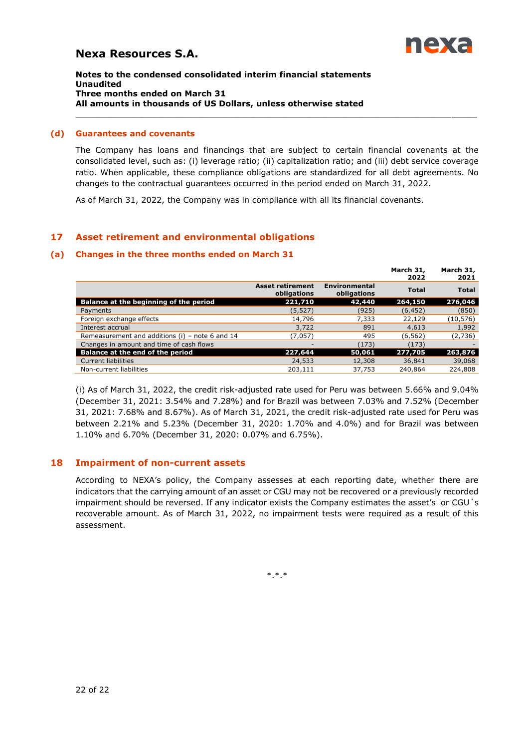### (d) Guarantees and covenants

The Company has loans and financings that are subject to certain financial covenants at the consolidated level, such as: (i) leverage ratio; (ii) capitalization ratio; and (iii) debt service coverage ratio. When applicable, these compliance obligations are standardized for all debt agreements. No changes to the contractual guarantees occurred in the period ended on March 31, 2022.

As of March 31, 2022, the Company was in compliance with all its financial covenants.

## 17 Asset retirement and environmental obligations

### (a) Changes in the three months ended on March 31

| | | | March 31, 2022 | March 31, 2021 |
|---|---|---|---|---|
| | Asset retirement obligations | Environmental obligations | Total | Total |
| **Balance at the beginning of the period** | **221,710** | **42,440** | **264,150** | **276,046** |
| Payments | (5,527) | (925) | (6,452) | (850) |
| Foreign exchange effects | 14,796 | 7,333 | 22,129 | (10,576) |
| Interest accrual | 3,722 | 891 | 4,613 | 1,992 |
| Remeasurement and additions (i) – note 6 and 14 | (7,057) | 495 | (6,562) | (2,736) |
| Changes in amount and time of cash flows | - | (173) | (173) | - |
| **Balance at the end of the period** | **227,644** | **50,061** | **277,705** | **263,876** |
| Current liabilities | 24,533 | 12,308 | 36,841 | 39,068 |
| Non-current liabilities | 203,111 | 37,753 | 240,864 | 224,808 |

(i) As of March 31, 2022, the credit risk-adjusted rate used for Peru was between 5.66% and 9.04% (December 31, 2021: 3.54% and 7.28%) and for Brazil was between 7.03% and 7.52% (December 31, 2021: 7.68% and 8.67%). As of March 31, 2021, the credit risk-adjusted rate used for Peru was between 2.21% and 5.23% (December 31, 2020: 1.70% and 4.0%) and for Brazil was between 1.10% and 6.70% (December 31, 2020: 0.07% and 6.75%).

## 18 Impairment of non-current assets

According to NEXA's policy, the Company assesses at each reporting date, whether there are indicators that the carrying amount of an asset or CGU may not be recovered or a previously recorded impairment should be reversed. If any indicator exists the Company estimates the asset's or CGU´s recoverable amount. As of March 31, 2022, no impairment tests were required as a result of this assessment.

\*.\*.\*